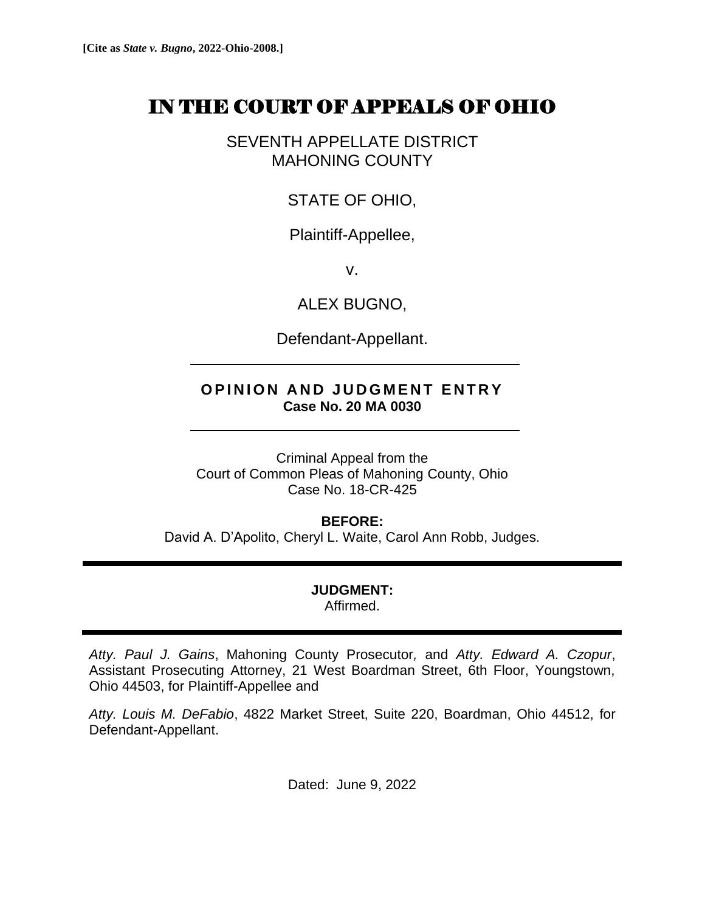**[Cite as *State v. Bugno*, 2022-Ohio-2008.]**

# IN THE COURT OF APPEALS OF OHIO

SEVENTH APPELLATE DISTRICT
MAHONING COUNTY

STATE OF OHIO,

Plaintiff-Appellee,

v.

ALEX BUGNO,

Defendant-Appellant.

---

**OPINION AND JUDGMENT ENTRY**
**Case No. 20 MA 0030**

---

Criminal Appeal from the
Court of Common Pleas of Mahoning County, Ohio
Case No. 18-CR-425

**BEFORE:**
David A. D'Apolito, Cheryl L. Waite, Carol Ann Robb, Judges.

---

**JUDGMENT:**
Affirmed.

---

*Atty. Paul J. Gains*, Mahoning County Prosecutor, and *Atty. Edward A. Czopur*, Assistant Prosecuting Attorney, 21 West Boardman Street, 6th Floor, Youngstown, Ohio 44503, for Plaintiff-Appellee and

*Atty. Louis M. DeFabio*, 4822 Market Street, Suite 220, Boardman, Ohio 44512, for Defendant-Appellant.

Dated: June 9, 2022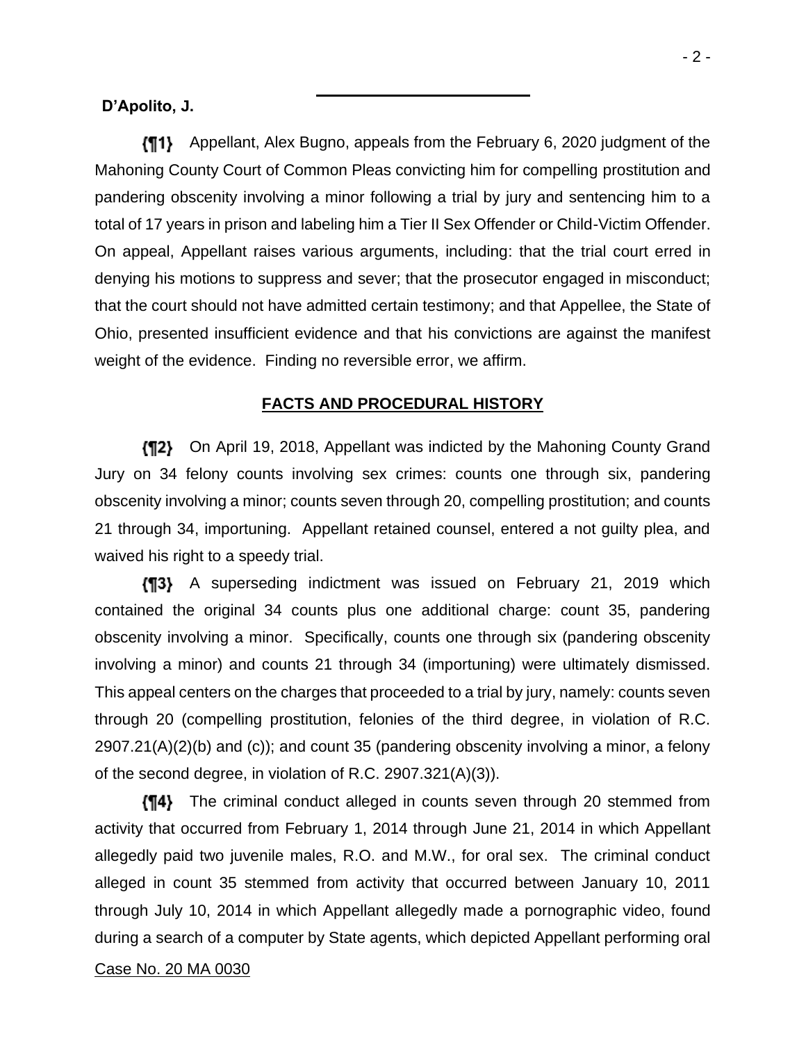**D'Apolito, J.**

{¶1} Appellant, Alex Bugno, appeals from the February 6, 2020 judgment of the Mahoning County Court of Common Pleas convicting him for compelling prostitution and pandering obscenity involving a minor following a trial by jury and sentencing him to a total of 17 years in prison and labeling him a Tier II Sex Offender or Child-Victim Offender. On appeal, Appellant raises various arguments, including: that the trial court erred in denying his motions to suppress and sever; that the prosecutor engaged in misconduct; that the court should not have admitted certain testimony; and that Appellee, the State of Ohio, presented insufficient evidence and that his convictions are against the manifest weight of the evidence. Finding no reversible error, we affirm.

## FACTS AND PROCEDURAL HISTORY

{¶2} On April 19, 2018, Appellant was indicted by the Mahoning County Grand Jury on 34 felony counts involving sex crimes: counts one through six, pandering obscenity involving a minor; counts seven through 20, compelling prostitution; and counts 21 through 34, importuning. Appellant retained counsel, entered a not guilty plea, and waived his right to a speedy trial.

{¶3} A superseding indictment was issued on February 21, 2019 which contained the original 34 counts plus one additional charge: count 35, pandering obscenity involving a minor. Specifically, counts one through six (pandering obscenity involving a minor) and counts 21 through 34 (importuning) were ultimately dismissed. This appeal centers on the charges that proceeded to a trial by jury, namely: counts seven through 20 (compelling prostitution, felonies of the third degree, in violation of R.C. 2907.21(A)(2)(b) and (c)); and count 35 (pandering obscenity involving a minor, a felony of the second degree, in violation of R.C. 2907.321(A)(3)).

{¶4} The criminal conduct alleged in counts seven through 20 stemmed from activity that occurred from February 1, 2014 through June 21, 2014 in which Appellant allegedly paid two juvenile males, R.O. and M.W., for oral sex. The criminal conduct alleged in count 35 stemmed from activity that occurred between January 10, 2011 through July 10, 2014 in which Appellant allegedly made a pornographic video, found during a search of a computer by State agents, which depicted Appellant performing oral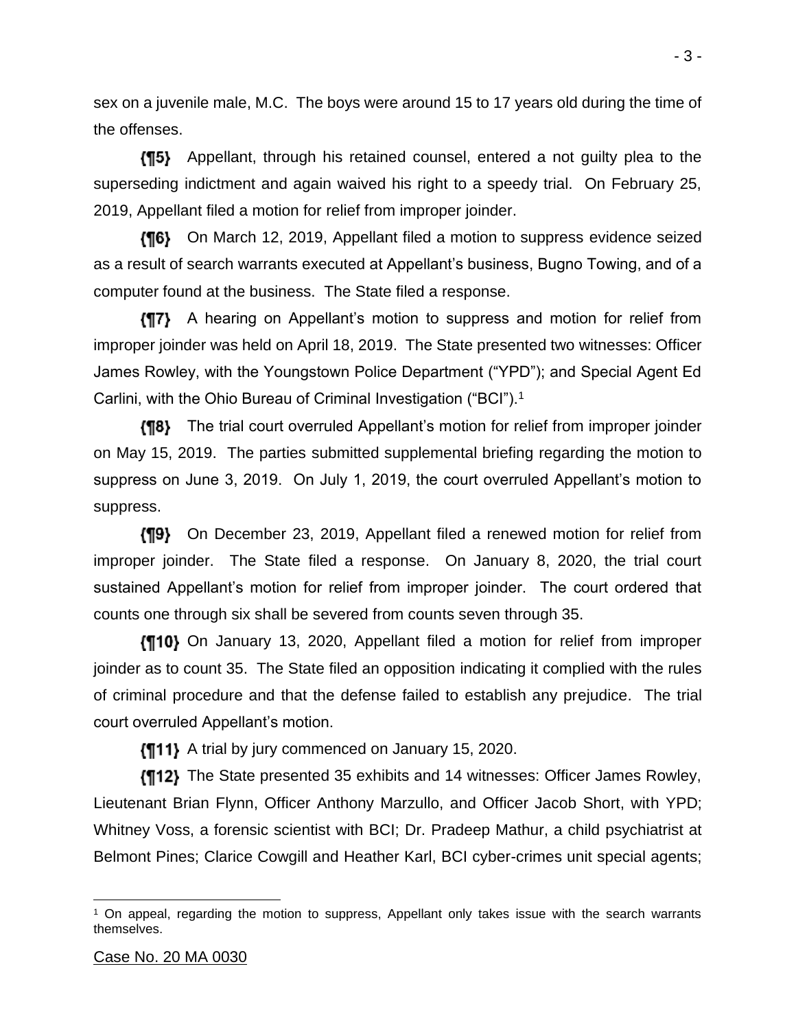sex on a juvenile male, M.C. The boys were around 15 to 17 years old during the time of the offenses.

{¶5} Appellant, through his retained counsel, entered a not guilty plea to the superseding indictment and again waived his right to a speedy trial. On February 25, 2019, Appellant filed a motion for relief from improper joinder.

{¶6} On March 12, 2019, Appellant filed a motion to suppress evidence seized as a result of search warrants executed at Appellant's business, Bugno Towing, and of a computer found at the business. The State filed a response.

{¶7} A hearing on Appellant's motion to suppress and motion for relief from improper joinder was held on April 18, 2019. The State presented two witnesses: Officer James Rowley, with the Youngstown Police Department ("YPD"); and Special Agent Ed Carlini, with the Ohio Bureau of Criminal Investigation ("BCI").[1]

{¶8} The trial court overruled Appellant's motion for relief from improper joinder on May 15, 2019. The parties submitted supplemental briefing regarding the motion to suppress on June 3, 2019. On July 1, 2019, the court overruled Appellant's motion to suppress.

{¶9} On December 23, 2019, Appellant filed a renewed motion for relief from improper joinder. The State filed a response. On January 8, 2020, the trial court sustained Appellant's motion for relief from improper joinder. The court ordered that counts one through six shall be severed from counts seven through 35.

{¶10} On January 13, 2020, Appellant filed a motion for relief from improper joinder as to count 35. The State filed an opposition indicating it complied with the rules of criminal procedure and that the defense failed to establish any prejudice. The trial court overruled Appellant's motion.

{¶11} A trial by jury commenced on January 15, 2020.

{¶12} The State presented 35 exhibits and 14 witnesses: Officer James Rowley, Lieutenant Brian Flynn, Officer Anthony Marzullo, and Officer Jacob Short, with YPD; Whitney Voss, a forensic scientist with BCI; Dr. Pradeep Mathur, a child psychiatrist at Belmont Pines; Clarice Cowgill and Heather Karl, BCI cyber-crimes unit special agents;

---

[1] On appeal, regarding the motion to suppress, Appellant only takes issue with the search warrants themselves.

Case No. 20 MA 0030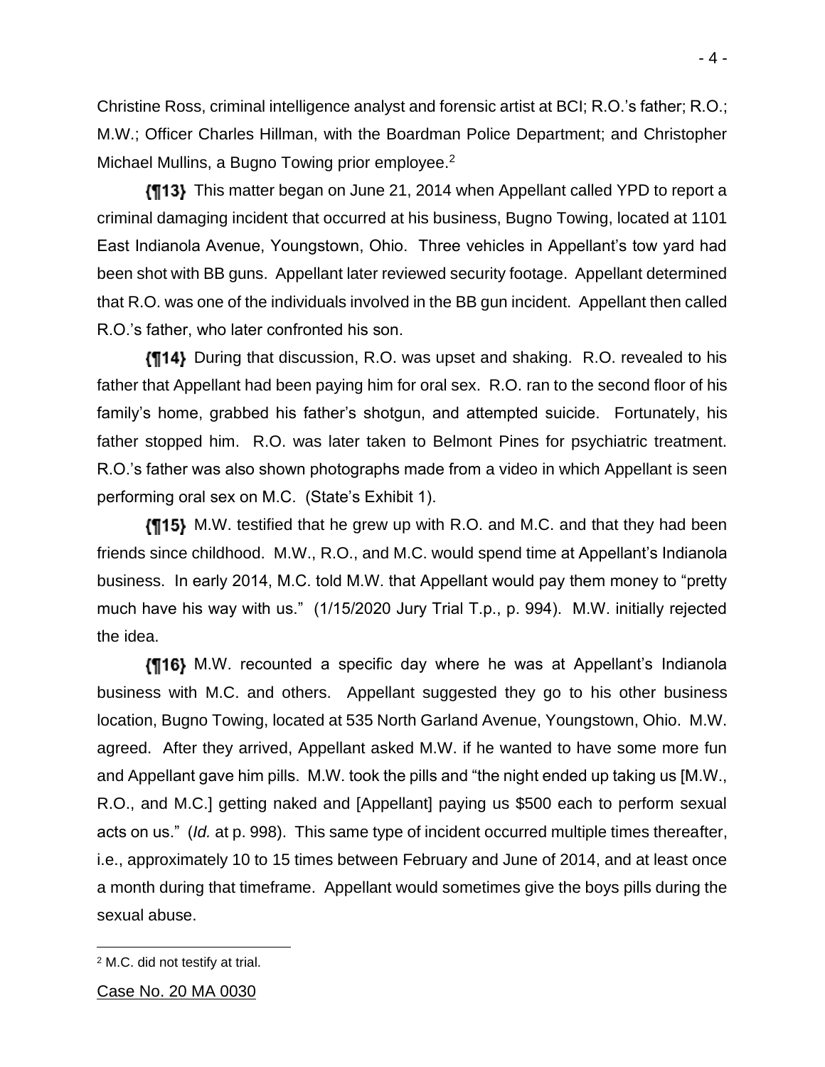Christine Ross, criminal intelligence analyst and forensic artist at BCI; R.O.'s father; R.O.; M.W.; Officer Charles Hillman, with the Boardman Police Department; and Christopher Michael Mullins, a Bugno Towing prior employee.[2]

{¶13} This matter began on June 21, 2014 when Appellant called YPD to report a criminal damaging incident that occurred at his business, Bugno Towing, located at 1101 East Indianola Avenue, Youngstown, Ohio. Three vehicles in Appellant's tow yard had been shot with BB guns. Appellant later reviewed security footage. Appellant determined that R.O. was one of the individuals involved in the BB gun incident. Appellant then called R.O.'s father, who later confronted his son.

{¶14} During that discussion, R.O. was upset and shaking. R.O. revealed to his father that Appellant had been paying him for oral sex. R.O. ran to the second floor of his family's home, grabbed his father's shotgun, and attempted suicide. Fortunately, his father stopped him. R.O. was later taken to Belmont Pines for psychiatric treatment. R.O.'s father was also shown photographs made from a video in which Appellant is seen performing oral sex on M.C. (State's Exhibit 1).

{¶15} M.W. testified that he grew up with R.O. and M.C. and that they had been friends since childhood. M.W., R.O., and M.C. would spend time at Appellant's Indianola business. In early 2014, M.C. told M.W. that Appellant would pay them money to "pretty much have his way with us." (1/15/2020 Jury Trial T.p., p. 994). M.W. initially rejected the idea.

{¶16} M.W. recounted a specific day where he was at Appellant's Indianola business with M.C. and others. Appellant suggested they go to his other business location, Bugno Towing, located at 535 North Garland Avenue, Youngstown, Ohio. M.W. agreed. After they arrived, Appellant asked M.W. if he wanted to have some more fun and Appellant gave him pills. M.W. took the pills and "the night ended up taking us [M.W., R.O., and M.C.] getting naked and [Appellant] paying us $500 each to perform sexual acts on us." (*Id.* at p. 998). This same type of incident occurred multiple times thereafter, i.e., approximately 10 to 15 times between February and June of 2014, and at least once a month during that timeframe. Appellant would sometimes give the boys pills during the sexual abuse.

---

[2] M.C. did not testify at trial.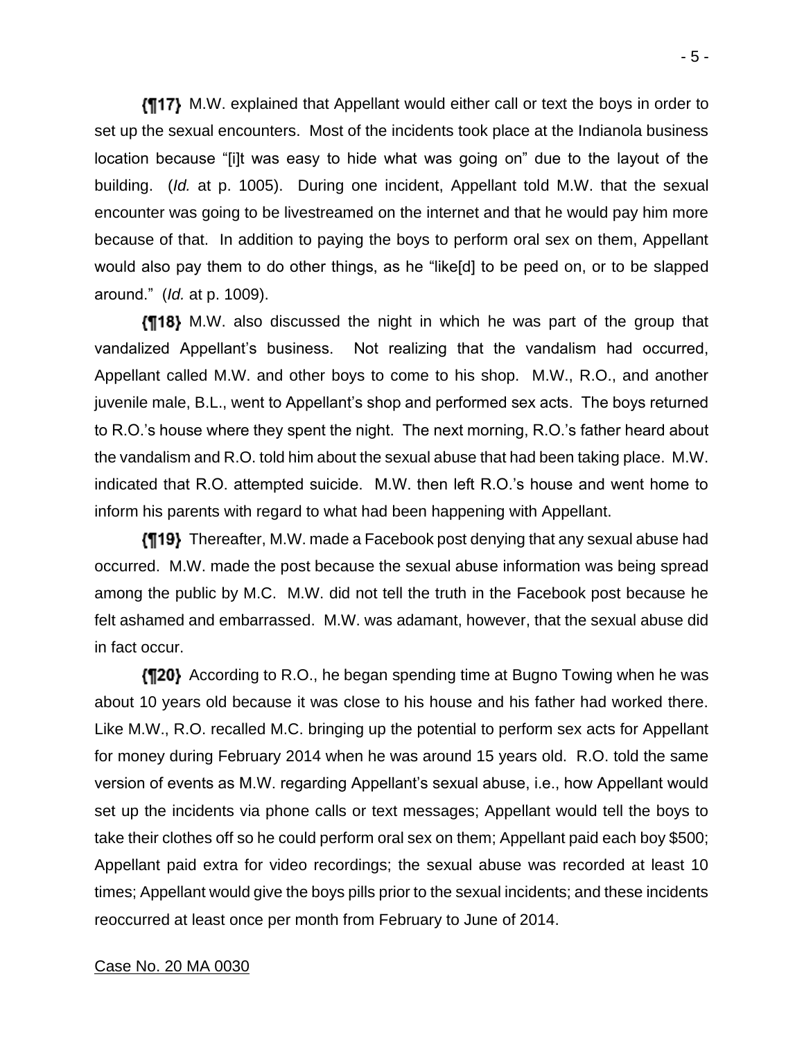{¶17} M.W. explained that Appellant would either call or text the boys in order to set up the sexual encounters. Most of the incidents took place at the Indianola business location because "[i]t was easy to hide what was going on" due to the layout of the building. (*Id.* at p. 1005). During one incident, Appellant told M.W. that the sexual encounter was going to be livestreamed on the internet and that he would pay him more because of that. In addition to paying the boys to perform oral sex on them, Appellant would also pay them to do other things, as he "like[d] to be peed on, or to be slapped around." (*Id.* at p. 1009).

{¶18} M.W. also discussed the night in which he was part of the group that vandalized Appellant's business. Not realizing that the vandalism had occurred, Appellant called M.W. and other boys to come to his shop. M.W., R.O., and another juvenile male, B.L., went to Appellant's shop and performed sex acts. The boys returned to R.O.'s house where they spent the night. The next morning, R.O.'s father heard about the vandalism and R.O. told him about the sexual abuse that had been taking place. M.W. indicated that R.O. attempted suicide. M.W. then left R.O.'s house and went home to inform his parents with regard to what had been happening with Appellant.

{¶19} Thereafter, M.W. made a Facebook post denying that any sexual abuse had occurred. M.W. made the post because the sexual abuse information was being spread among the public by M.C. M.W. did not tell the truth in the Facebook post because he felt ashamed and embarrassed. M.W. was adamant, however, that the sexual abuse did in fact occur.

{¶20} According to R.O., he began spending time at Bugno Towing when he was about 10 years old because it was close to his house and his father had worked there. Like M.W., R.O. recalled M.C. bringing up the potential to perform sex acts for Appellant for money during February 2014 when he was around 15 years old. R.O. told the same version of events as M.W. regarding Appellant's sexual abuse, i.e., how Appellant would set up the incidents via phone calls or text messages; Appellant would tell the boys to take their clothes off so he could perform oral sex on them; Appellant paid each boy $500; Appellant paid extra for video recordings; the sexual abuse was recorded at least 10 times; Appellant would give the boys pills prior to the sexual incidents; and these incidents reoccurred at least once per month from February to June of 2014.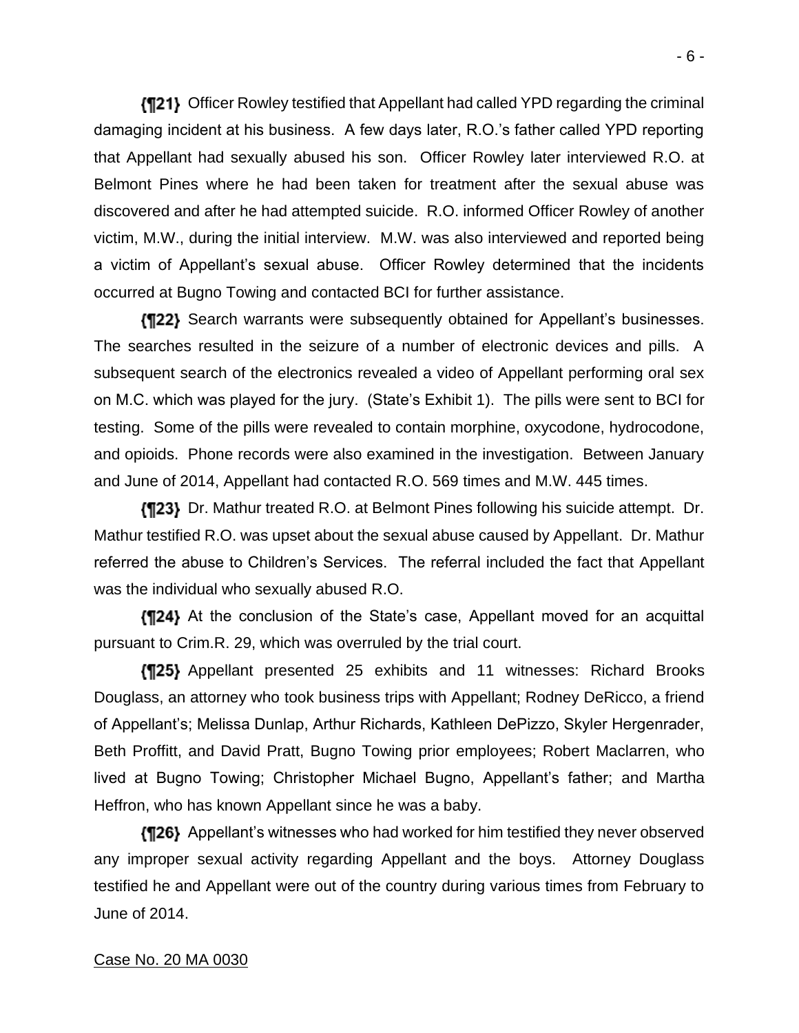{¶21} Officer Rowley testified that Appellant had called YPD regarding the criminal damaging incident at his business. A few days later, R.O.'s father called YPD reporting that Appellant had sexually abused his son. Officer Rowley later interviewed R.O. at Belmont Pines where he had been taken for treatment after the sexual abuse was discovered and after he had attempted suicide. R.O. informed Officer Rowley of another victim, M.W., during the initial interview. M.W. was also interviewed and reported being a victim of Appellant's sexual abuse. Officer Rowley determined that the incidents occurred at Bugno Towing and contacted BCI for further assistance.

{¶22} Search warrants were subsequently obtained for Appellant's businesses. The searches resulted in the seizure of a number of electronic devices and pills. A subsequent search of the electronics revealed a video of Appellant performing oral sex on M.C. which was played for the jury. (State's Exhibit 1). The pills were sent to BCI for testing. Some of the pills were revealed to contain morphine, oxycodone, hydrocodone, and opioids. Phone records were also examined in the investigation. Between January and June of 2014, Appellant had contacted R.O. 569 times and M.W. 445 times.

{¶23} Dr. Mathur treated R.O. at Belmont Pines following his suicide attempt. Dr. Mathur testified R.O. was upset about the sexual abuse caused by Appellant. Dr. Mathur referred the abuse to Children's Services. The referral included the fact that Appellant was the individual who sexually abused R.O.

{¶24} At the conclusion of the State's case, Appellant moved for an acquittal pursuant to Crim.R. 29, which was overruled by the trial court.

{¶25} Appellant presented 25 exhibits and 11 witnesses: Richard Brooks Douglass, an attorney who took business trips with Appellant; Rodney DeRicco, a friend of Appellant's; Melissa Dunlap, Arthur Richards, Kathleen DePizzo, Skyler Hergenrader, Beth Proffitt, and David Pratt, Bugno Towing prior employees; Robert Maclarren, who lived at Bugno Towing; Christopher Michael Bugno, Appellant's father; and Martha Heffron, who has known Appellant since he was a baby.

{¶26} Appellant's witnesses who had worked for him testified they never observed any improper sexual activity regarding Appellant and the boys. Attorney Douglass testified he and Appellant were out of the country during various times from February to June of 2014.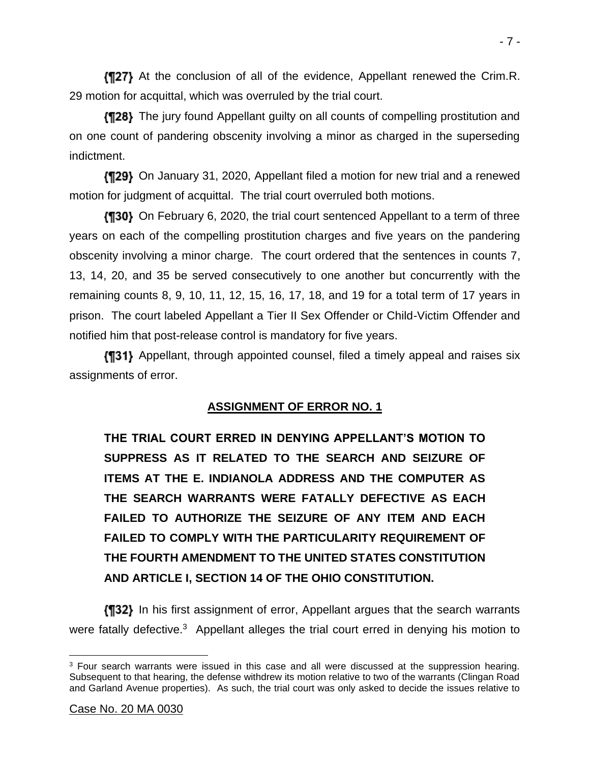{¶27} At the conclusion of all of the evidence, Appellant renewed the Crim.R. 29 motion for acquittal, which was overruled by the trial court.

{¶28} The jury found Appellant guilty on all counts of compelling prostitution and on one count of pandering obscenity involving a minor as charged in the superseding indictment.

{¶29} On January 31, 2020, Appellant filed a motion for new trial and a renewed motion for judgment of acquittal. The trial court overruled both motions.

{¶30} On February 6, 2020, the trial court sentenced Appellant to a term of three years on each of the compelling prostitution charges and five years on the pandering obscenity involving a minor charge. The court ordered that the sentences in counts 7, 13, 14, 20, and 35 be served consecutively to one another but concurrently with the remaining counts 8, 9, 10, 11, 12, 15, 16, 17, 18, and 19 for a total term of 17 years in prison. The court labeled Appellant a Tier II Sex Offender or Child-Victim Offender and notified him that post-release control is mandatory for five years.

{¶31} Appellant, through appointed counsel, filed a timely appeal and raises six assignments of error.

## ASSIGNMENT OF ERROR NO. 1

**THE TRIAL COURT ERRED IN DENYING APPELLANT'S MOTION TO SUPPRESS AS IT RELATED TO THE SEARCH AND SEIZURE OF ITEMS AT THE E. INDIANOLA ADDRESS AND THE COMPUTER AS THE SEARCH WARRANTS WERE FATALLY DEFECTIVE AS EACH FAILED TO AUTHORIZE THE SEIZURE OF ANY ITEM AND EACH FAILED TO COMPLY WITH THE PARTICULARITY REQUIREMENT OF THE FOURTH AMENDMENT TO THE UNITED STATES CONSTITUTION AND ARTICLE I, SECTION 14 OF THE OHIO CONSTITUTION.**

{¶32} In his first assignment of error, Appellant argues that the search warrants were fatally defective.[3] Appellant alleges the trial court erred in denying his motion to

[3] Four search warrants were issued in this case and all were discussed at the suppression hearing. Subsequent to that hearing, the defense withdrew its motion relative to two of the warrants (Clingan Road and Garland Avenue properties). As such, the trial court was only asked to decide the issues relative to

Case No. 20 MA 0030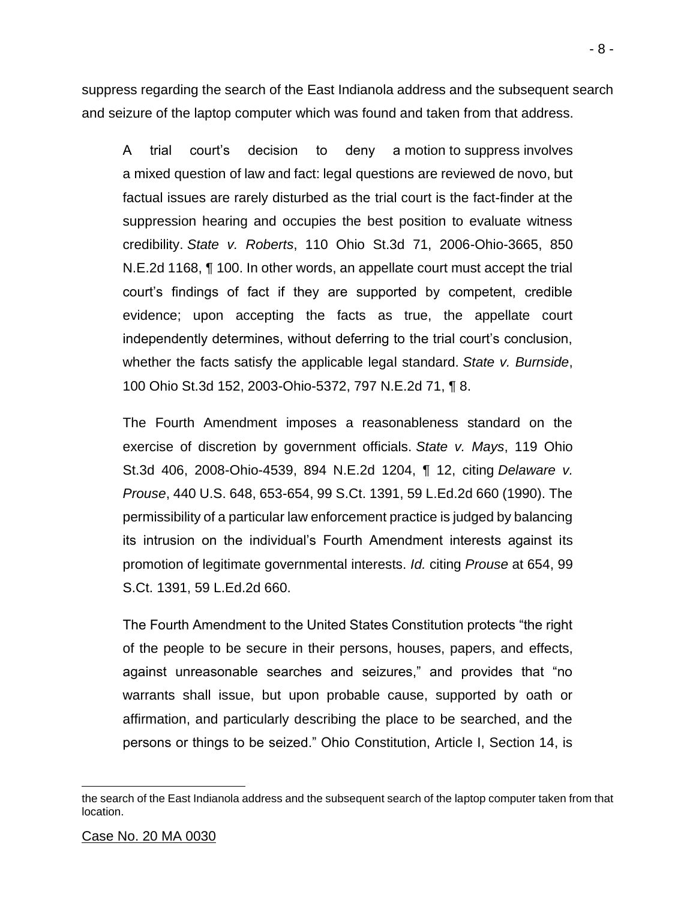suppress regarding the search of the East Indianola address and the subsequent search and seizure of the laptop computer which was found and taken from that address.

> A trial court's decision to deny a motion to suppress involves a mixed question of law and fact: legal questions are reviewed de novo, but factual issues are rarely disturbed as the trial court is the fact-finder at the suppression hearing and occupies the best position to evaluate witness credibility. *State v. Roberts*, 110 Ohio St.3d 71, 2006-Ohio-3665, 850 N.E.2d 1168, ¶ 100. In other words, an appellate court must accept the trial court's findings of fact if they are supported by competent, credible evidence; upon accepting the facts as true, the appellate court independently determines, without deferring to the trial court's conclusion, whether the facts satisfy the applicable legal standard. *State v. Burnside*, 100 Ohio St.3d 152, 2003-Ohio-5372, 797 N.E.2d 71, ¶ 8.
>
> The Fourth Amendment imposes a reasonableness standard on the exercise of discretion by government officials. *State v. Mays*, 119 Ohio St.3d 406, 2008-Ohio-4539, 894 N.E.2d 1204, ¶ 12, citing *Delaware v. Prouse*, 440 U.S. 648, 653-654, 99 S.Ct. 1391, 59 L.Ed.2d 660 (1990). The permissibility of a particular law enforcement practice is judged by balancing its intrusion on the individual's Fourth Amendment interests against its promotion of legitimate governmental interests. *Id.* citing *Prouse* at 654, 99 S.Ct. 1391, 59 L.Ed.2d 660.
>
> The Fourth Amendment to the United States Constitution protects "the right of the people to be secure in their persons, houses, papers, and effects, against unreasonable searches and seizures," and provides that "no warrants shall issue, but upon probable cause, supported by oath or affirmation, and particularly describing the place to be searched, and the persons or things to be seized." Ohio Constitution, Article I, Section 14, is

---

the search of the East Indianola address and the subsequent search of the laptop computer taken from that location.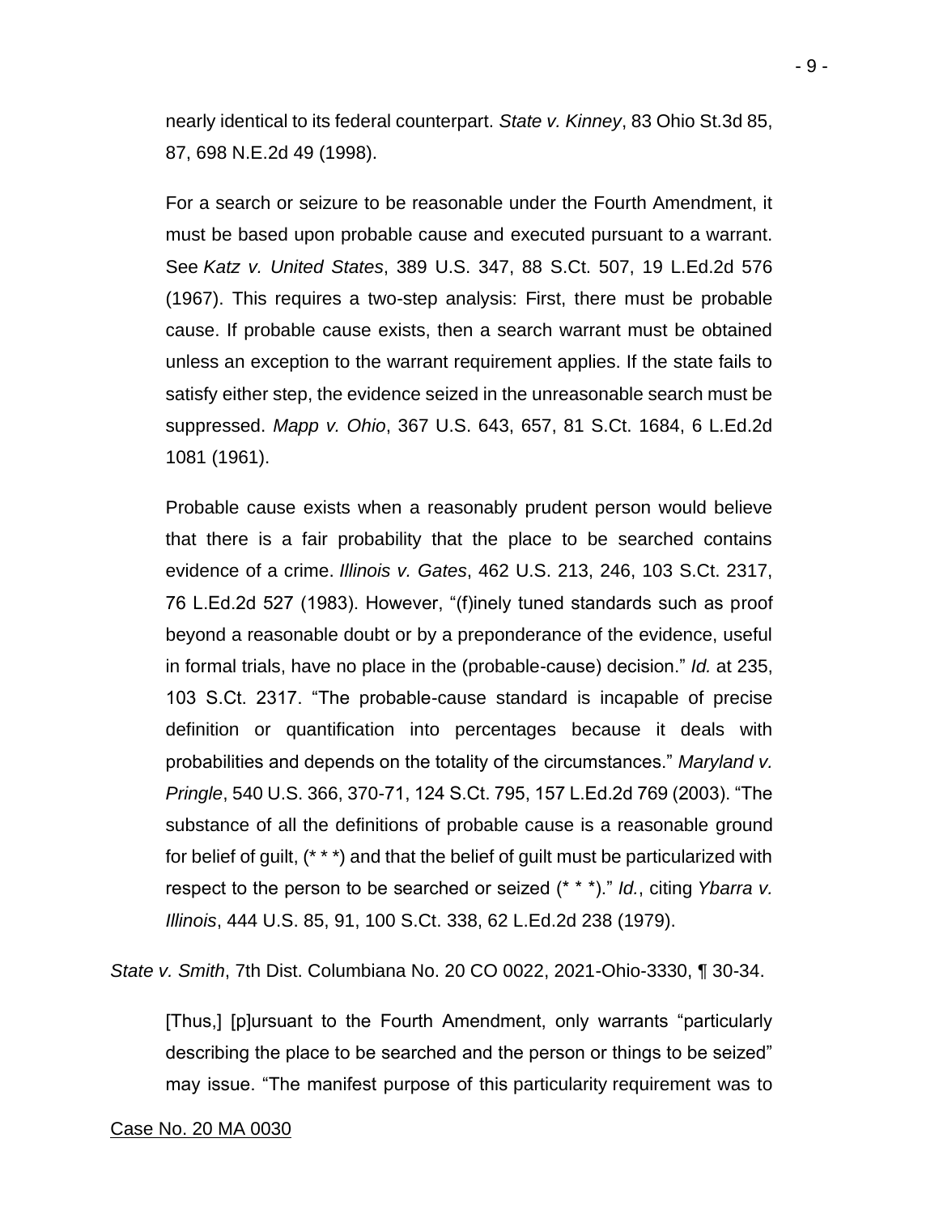nearly identical to its federal counterpart. *State v. Kinney*, 83 Ohio St.3d 85, 87, 698 N.E.2d 49 (1998).

For a search or seizure to be reasonable under the Fourth Amendment, it must be based upon probable cause and executed pursuant to a warrant. See *Katz v. United States*, 389 U.S. 347, 88 S.Ct. 507, 19 L.Ed.2d 576 (1967). This requires a two-step analysis: First, there must be probable cause. If probable cause exists, then a search warrant must be obtained unless an exception to the warrant requirement applies. If the state fails to satisfy either step, the evidence seized in the unreasonable search must be suppressed. *Mapp v. Ohio*, 367 U.S. 643, 657, 81 S.Ct. 1684, 6 L.Ed.2d 1081 (1961).

Probable cause exists when a reasonably prudent person would believe that there is a fair probability that the place to be searched contains evidence of a crime. *Illinois v. Gates*, 462 U.S. 213, 246, 103 S.Ct. 2317, 76 L.Ed.2d 527 (1983). However, "(f)inely tuned standards such as proof beyond a reasonable doubt or by a preponderance of the evidence, useful in formal trials, have no place in the (probable-cause) decision." *Id.* at 235, 103 S.Ct. 2317. "The probable-cause standard is incapable of precise definition or quantification into percentages because it deals with probabilities and depends on the totality of the circumstances." *Maryland v. Pringle*, 540 U.S. 366, 370-71, 124 S.Ct. 795, 157 L.Ed.2d 769 (2003). "The substance of all the definitions of probable cause is a reasonable ground for belief of guilt, (* * *) and that the belief of guilt must be particularized with respect to the person to be searched or seized (* * *)." *Id.*, citing *Ybarra v. Illinois*, 444 U.S. 85, 91, 100 S.Ct. 338, 62 L.Ed.2d 238 (1979).

*State v. Smith*, 7th Dist. Columbiana No. 20 CO 0022, 2021-Ohio-3330, ¶ 30-34.

[Thus,] [p]ursuant to the Fourth Amendment, only warrants "particularly describing the place to be searched and the person or things to be seized" may issue. "The manifest purpose of this particularity requirement was to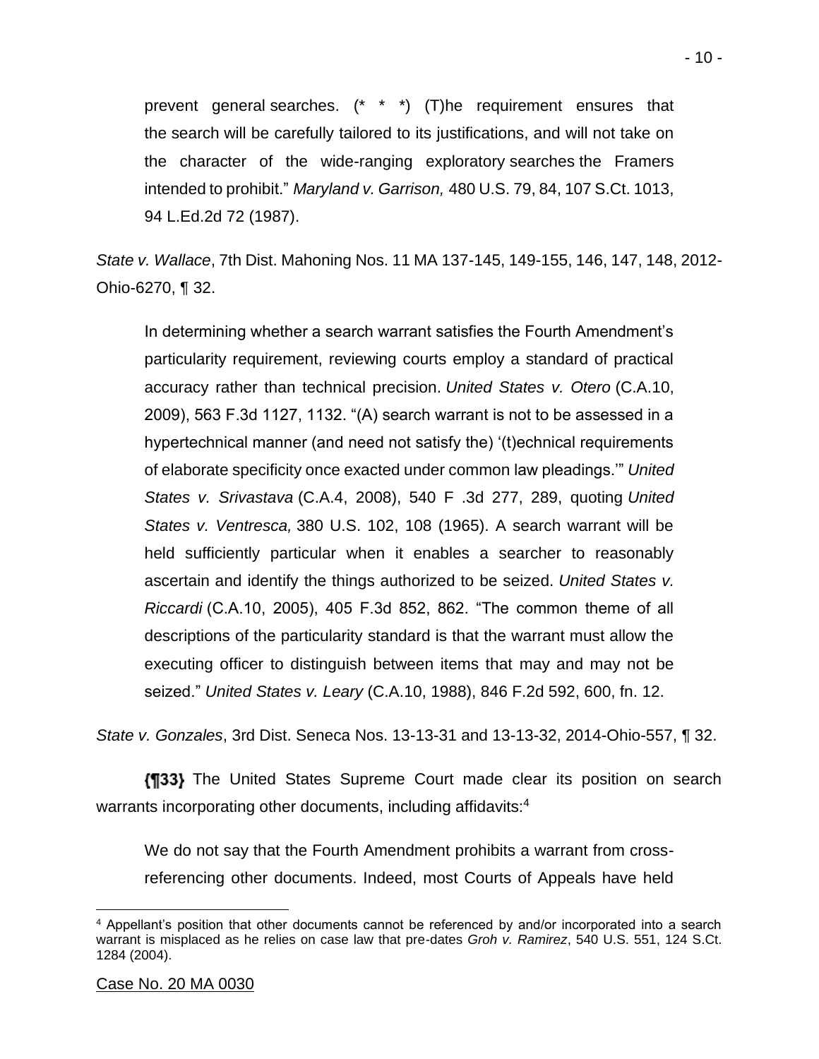> prevent general searches. (* * *) (T)he requirement ensures that the search will be carefully tailored to its justifications, and will not take on the character of the wide-ranging exploratory searches the Framers intended to prohibit." *Maryland v. Garrison,* 480 U.S. 79, 84, 107 S.Ct. 1013, 94 L.Ed.2d 72 (1987).

*State v. Wallace*, 7th Dist. Mahoning Nos. 11 MA 137-145, 149-155, 146, 147, 148, 2012-Ohio-6270, ¶ 32.

> In determining whether a search warrant satisfies the Fourth Amendment's particularity requirement, reviewing courts employ a standard of practical accuracy rather than technical precision. *United States v. Otero* (C.A.10, 2009), 563 F.3d 1127, 1132. "(A) search warrant is not to be assessed in a hypertechnical manner (and need not satisfy the) '(t)echnical requirements of elaborate specificity once exacted under common law pleadings.'" *United States v. Srivastava* (C.A.4, 2008), 540 F .3d 277, 289, quoting *United States v. Ventresca,* 380 U.S. 102, 108 (1965). A search warrant will be held sufficiently particular when it enables a searcher to reasonably ascertain and identify the things authorized to be seized. *United States v. Riccardi* (C.A.10, 2005), 405 F.3d 852, 862. "The common theme of all descriptions of the particularity standard is that the warrant must allow the executing officer to distinguish between items that may and may not be seized." *United States v. Leary* (C.A.10, 1988), 846 F.2d 592, 600, fn. 12.

*State v. Gonzales*, 3rd Dist. Seneca Nos. 13-13-31 and 13-13-32, 2014-Ohio-557, ¶ 32.

**{¶33}** The United States Supreme Court made clear its position on search warrants incorporating other documents, including affidavits:[4]

> We do not say that the Fourth Amendment prohibits a warrant from cross-referencing other documents. Indeed, most Courts of Appeals have held

[4] Appellant's position that other documents cannot be referenced by and/or incorporated into a search warrant is misplaced as he relies on case law that pre-dates *Groh v. Ramirez*, 540 U.S. 551, 124 S.Ct. 1284 (2004).

Case No. 20 MA 0030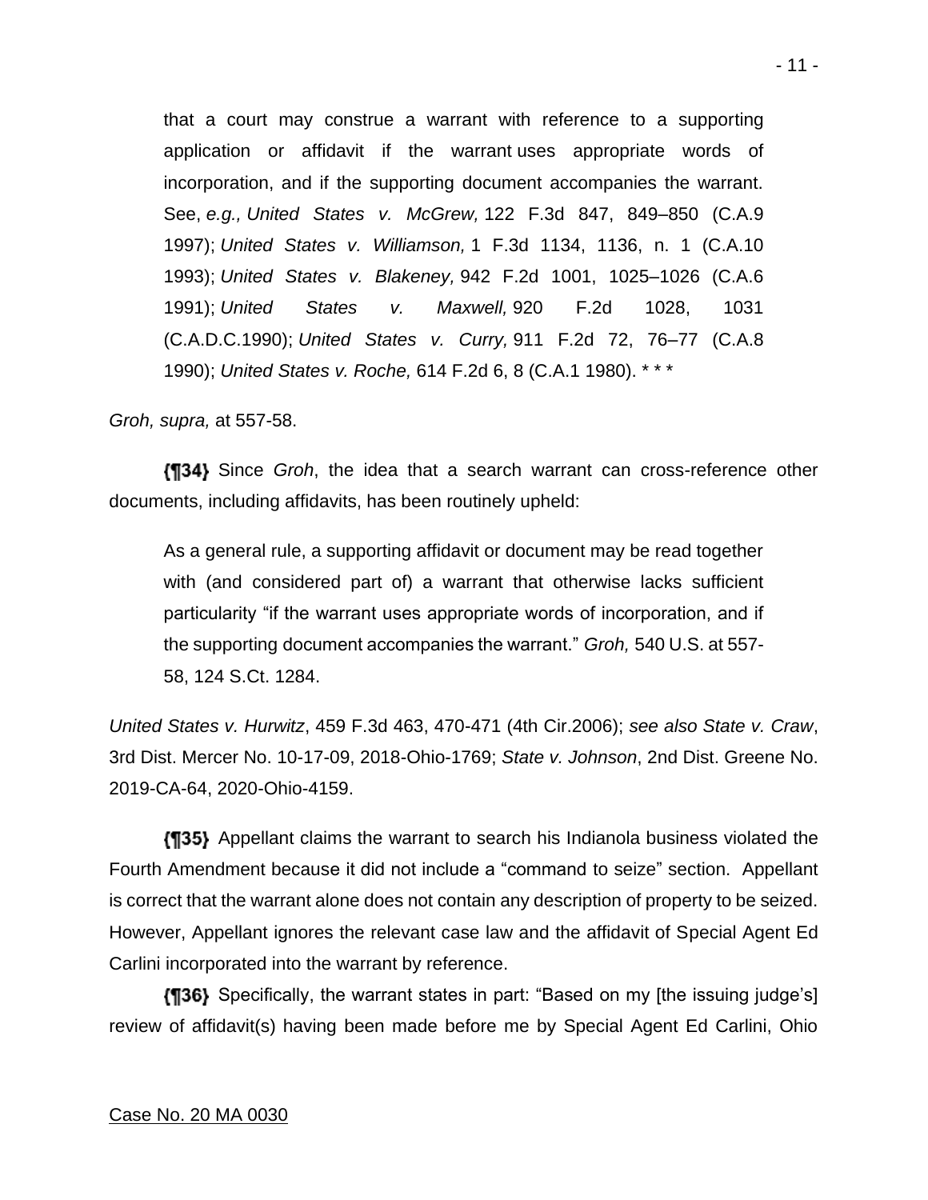that a court may construe a warrant with reference to a supporting application or affidavit if the warrant uses appropriate words of incorporation, and if the supporting document accompanies the warrant. See, *e.g., United States v. McGrew,* 122 F.3d 847, 849–850 (C.A.9 1997); *United States v. Williamson,* 1 F.3d 1134, 1136, n. 1 (C.A.10 1993); *United States v. Blakeney,* 942 F.2d 1001, 1025–1026 (C.A.6 1991); *United States v. Maxwell,* 920 F.2d 1028, 1031 (C.A.D.C.1990); *United States v. Curry,* 911 F.2d 72, 76–77 (C.A.8 1990); *United States v. Roche,* 614 F.2d 6, 8 (C.A.1 1980). * * *

*Groh, supra,* at 557-58.

**{¶34}** Since *Groh*, the idea that a search warrant can cross-reference other documents, including affidavits, has been routinely upheld:

> As a general rule, a supporting affidavit or document may be read together with (and considered part of) a warrant that otherwise lacks sufficient particularity "if the warrant uses appropriate words of incorporation, and if the supporting document accompanies the warrant." *Groh,* 540 U.S. at 557-58, 124 S.Ct. 1284.

*United States v. Hurwitz*, 459 F.3d 463, 470-471 (4th Cir.2006); *see also State v. Craw*, 3rd Dist. Mercer No. 10-17-09, 2018-Ohio-1769; *State v. Johnson*, 2nd Dist. Greene No. 2019-CA-64, 2020-Ohio-4159.

**{¶35}** Appellant claims the warrant to search his Indianola business violated the Fourth Amendment because it did not include a "command to seize" section. Appellant is correct that the warrant alone does not contain any description of property to be seized. However, Appellant ignores the relevant case law and the affidavit of Special Agent Ed Carlini incorporated into the warrant by reference.

**{¶36}** Specifically, the warrant states in part: "Based on my [the issuing judge's] review of affidavit(s) having been made before me by Special Agent Ed Carlini, Ohio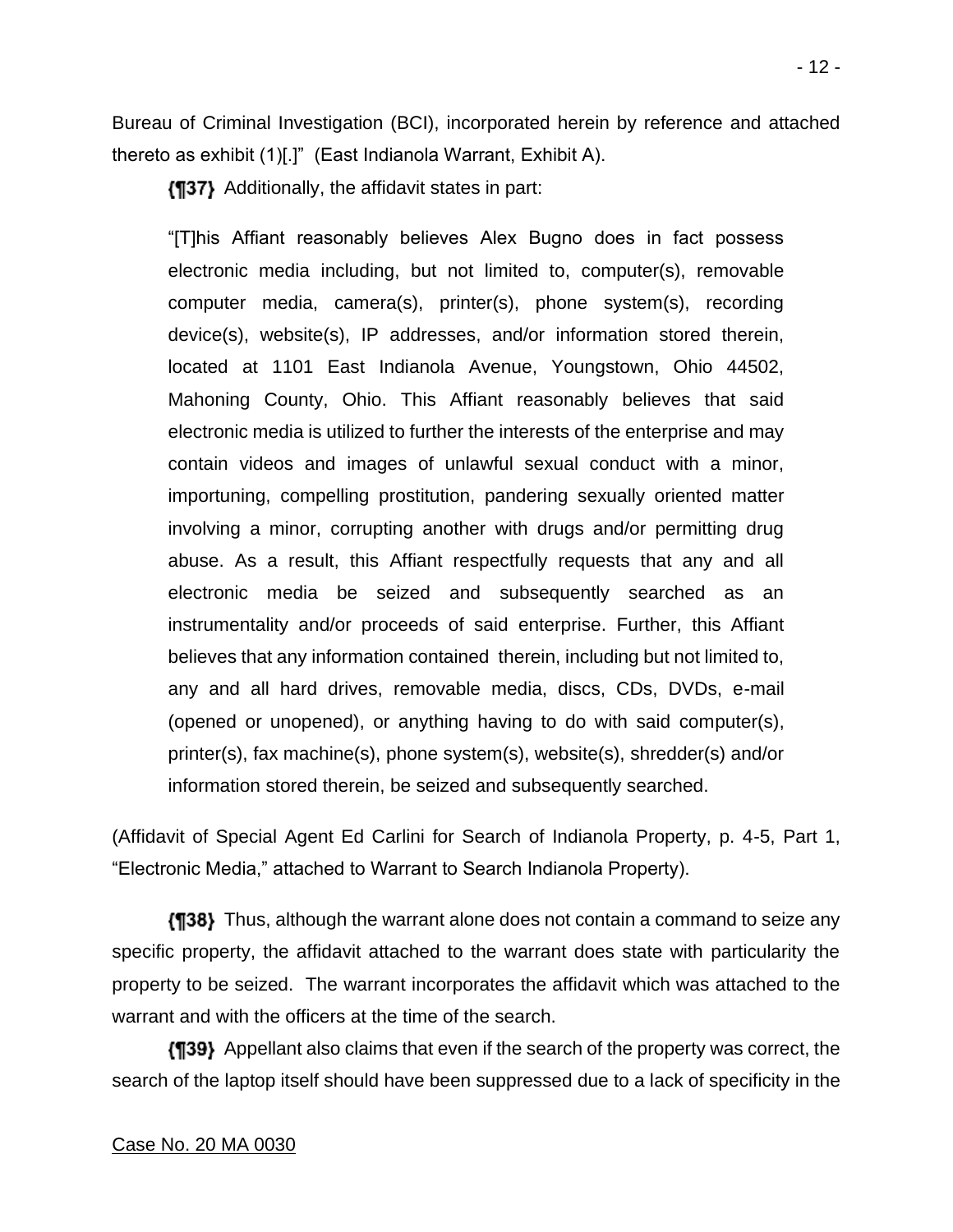Bureau of Criminal Investigation (BCI), incorporated herein by reference and attached thereto as exhibit (1)[.]" (East Indianola Warrant, Exhibit A).

**{¶37}** Additionally, the affidavit states in part:

> "[T]his Affiant reasonably believes Alex Bugno does in fact possess electronic media including, but not limited to, computer(s), removable computer media, camera(s), printer(s), phone system(s), recording device(s), website(s), IP addresses, and/or information stored therein, located at 1101 East Indianola Avenue, Youngstown, Ohio 44502, Mahoning County, Ohio. This Affiant reasonably believes that said electronic media is utilized to further the interests of the enterprise and may contain videos and images of unlawful sexual conduct with a minor, importuning, compelling prostitution, pandering sexually oriented matter involving a minor, corrupting another with drugs and/or permitting drug abuse. As a result, this Affiant respectfully requests that any and all electronic media be seized and subsequently searched as an instrumentality and/or proceeds of said enterprise. Further, this Affiant believes that any information contained therein, including but not limited to, any and all hard drives, removable media, discs, CDs, DVDs, e-mail (opened or unopened), or anything having to do with said computer(s), printer(s), fax machine(s), phone system(s), website(s), shredder(s) and/or information stored therein, be seized and subsequently searched.

(Affidavit of Special Agent Ed Carlini for Search of Indianola Property, p. 4-5, Part 1, "Electronic Media," attached to Warrant to Search Indianola Property).

**{¶38}** Thus, although the warrant alone does not contain a command to seize any specific property, the affidavit attached to the warrant does state with particularity the property to be seized. The warrant incorporates the affidavit which was attached to the warrant and with the officers at the time of the search.

**{¶39}** Appellant also claims that even if the search of the property was correct, the search of the laptop itself should have been suppressed due to a lack of specificity in the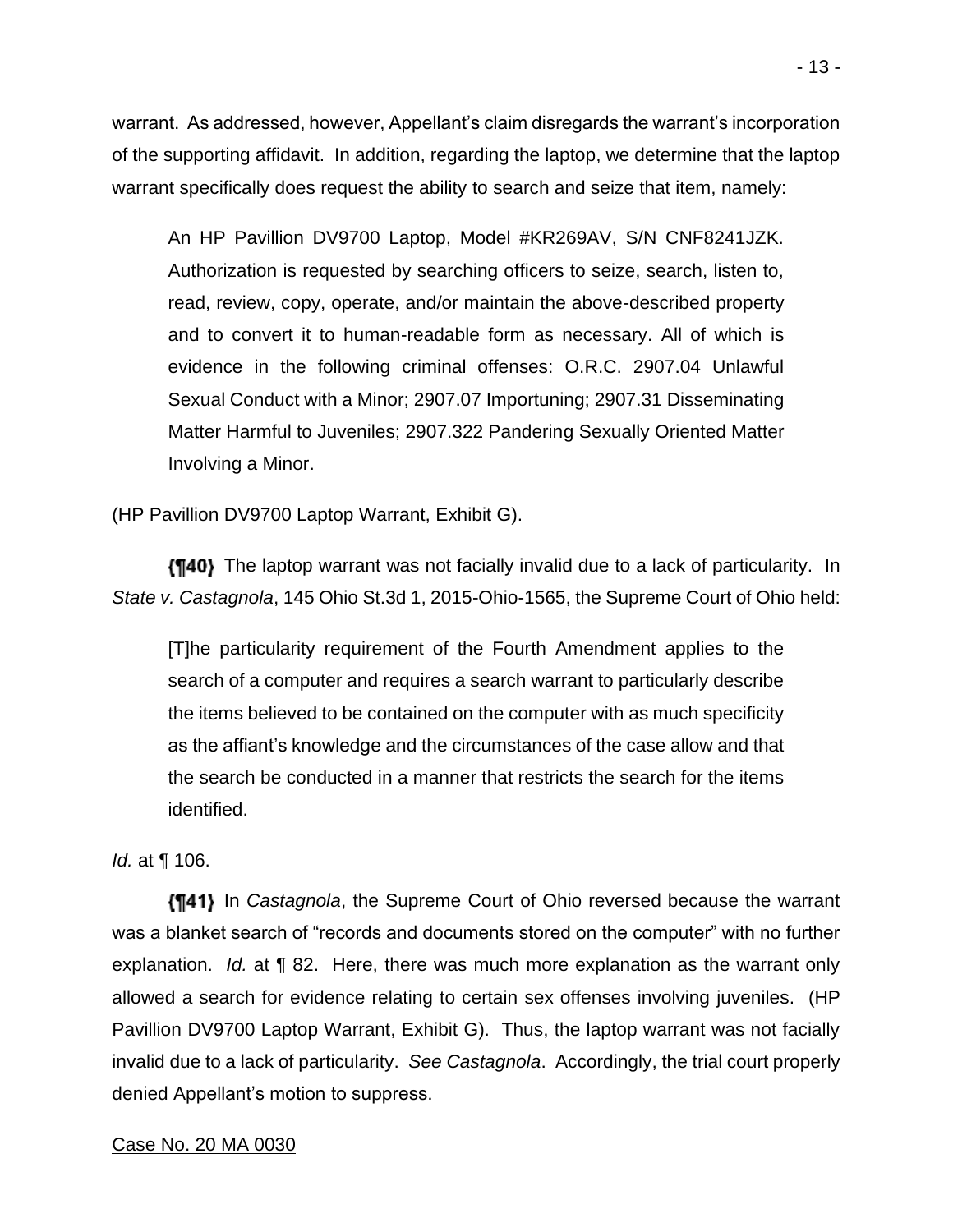warrant. As addressed, however, Appellant's claim disregards the warrant's incorporation of the supporting affidavit. In addition, regarding the laptop, we determine that the laptop warrant specifically does request the ability to search and seize that item, namely:

> An HP Pavillion DV9700 Laptop, Model #KR269AV, S/N CNF8241JZK. Authorization is requested by searching officers to seize, search, listen to, read, review, copy, operate, and/or maintain the above-described property and to convert it to human-readable form as necessary. All of which is evidence in the following criminal offenses: O.R.C. 2907.04 Unlawful Sexual Conduct with a Minor; 2907.07 Importuning; 2907.31 Disseminating Matter Harmful to Juveniles; 2907.322 Pandering Sexually Oriented Matter Involving a Minor.

(HP Pavillion DV9700 Laptop Warrant, Exhibit G).

**{¶40}** The laptop warrant was not facially invalid due to a lack of particularity. In *State v. Castagnola*, 145 Ohio St.3d 1, 2015-Ohio-1565, the Supreme Court of Ohio held:

> [T]he particularity requirement of the Fourth Amendment applies to the search of a computer and requires a search warrant to particularly describe the items believed to be contained on the computer with as much specificity as the affiant's knowledge and the circumstances of the case allow and that the search be conducted in a manner that restricts the search for the items identified.

*Id.* at ¶ 106.

**{¶41}** In *Castagnola*, the Supreme Court of Ohio reversed because the warrant was a blanket search of "records and documents stored on the computer" with no further explanation. *Id.* at ¶ 82. Here, there was much more explanation as the warrant only allowed a search for evidence relating to certain sex offenses involving juveniles. (HP Pavillion DV9700 Laptop Warrant, Exhibit G). Thus, the laptop warrant was not facially invalid due to a lack of particularity. *See Castagnola*. Accordingly, the trial court properly denied Appellant's motion to suppress.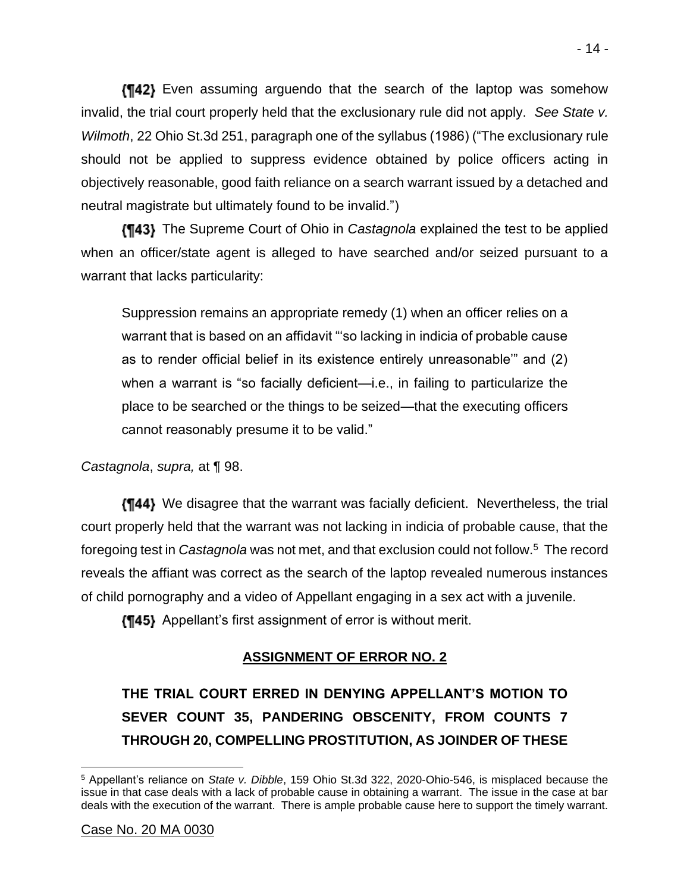**{¶42}** Even assuming arguendo that the search of the laptop was somehow invalid, the trial court properly held that the exclusionary rule did not apply. *See State v. Wilmoth*, 22 Ohio St.3d 251, paragraph one of the syllabus (1986) ("The exclusionary rule should not be applied to suppress evidence obtained by police officers acting in objectively reasonable, good faith reliance on a search warrant issued by a detached and neutral magistrate but ultimately found to be invalid.")

**{¶43}** The Supreme Court of Ohio in *Castagnola* explained the test to be applied when an officer/state agent is alleged to have searched and/or seized pursuant to a warrant that lacks particularity:

> Suppression remains an appropriate remedy (1) when an officer relies on a warrant that is based on an affidavit "'so lacking in indicia of probable cause as to render official belief in its existence entirely unreasonable'" and (2) when a warrant is "so facially deficient—i.e., in failing to particularize the place to be searched or the things to be seized—that the executing officers cannot reasonably presume it to be valid."

*Castagnola*, *supra,* at ¶ 98.

**{¶44}** We disagree that the warrant was facially deficient. Nevertheless, the trial court properly held that the warrant was not lacking in indicia of probable cause, that the foregoing test in *Castagnola* was not met, and that exclusion could not follow.[5] The record reveals the affiant was correct as the search of the laptop revealed numerous instances of child pornography and a video of Appellant engaging in a sex act with a juvenile.

**{¶45}** Appellant's first assignment of error is without merit.

**ASSIGNMENT OF ERROR NO. 2**

**THE TRIAL COURT ERRED IN DENYING APPELLANT'S MOTION TO SEVER COUNT 35, PANDERING OBSCENITY, FROM COUNTS 7 THROUGH 20, COMPELLING PROSTITUTION, AS JOINDER OF THESE**

---

[5] Appellant's reliance on *State v. Dibble*, 159 Ohio St.3d 322, 2020-Ohio-546, is misplaced because the issue in that case deals with a lack of probable cause in obtaining a warrant. The issue in the case at bar deals with the execution of the warrant. There is ample probable cause here to support the timely warrant.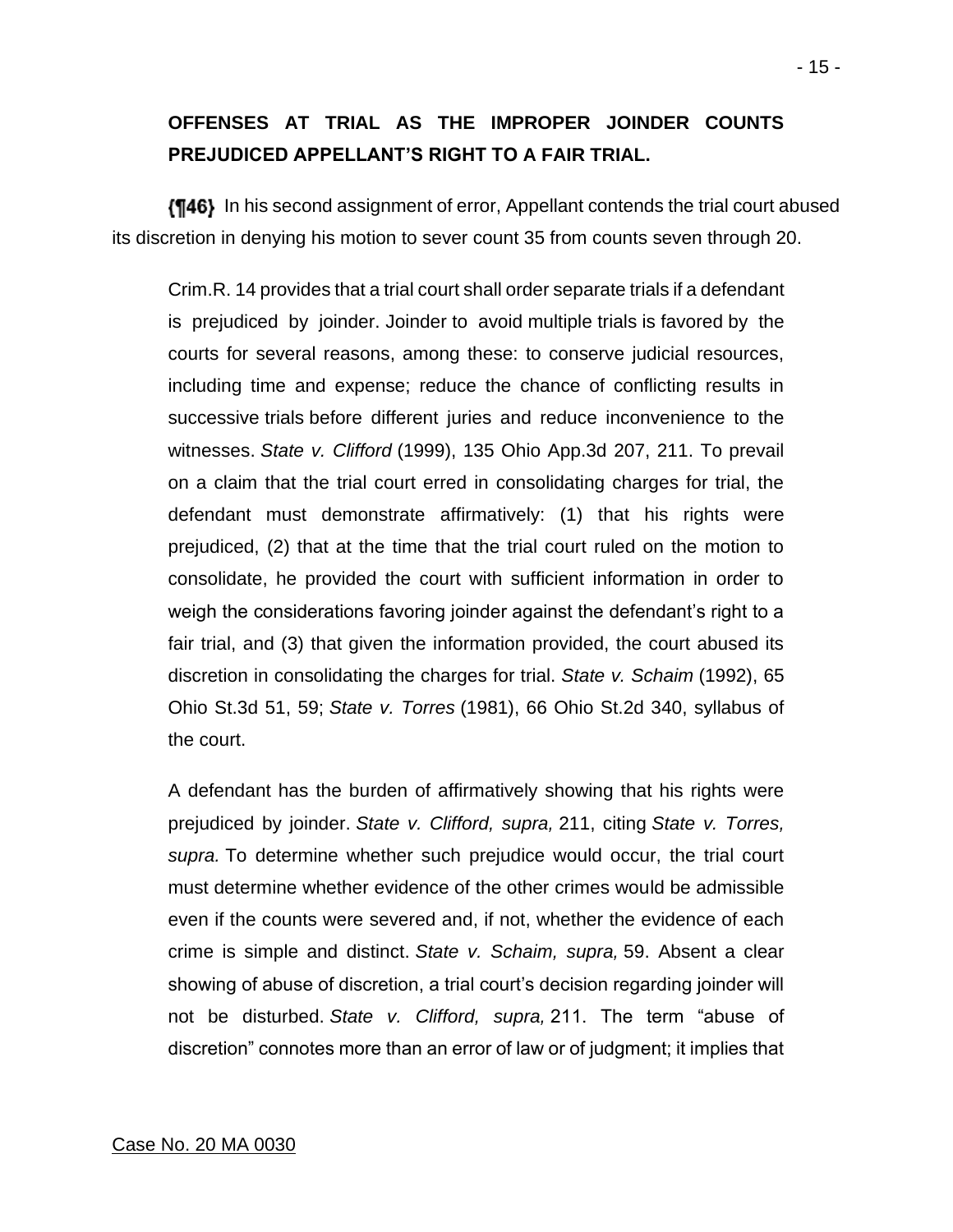**OFFENSES AT TRIAL AS THE IMPROPER JOINDER COUNTS PREJUDICED APPELLANT'S RIGHT TO A FAIR TRIAL.**

**{¶46}** In his second assignment of error, Appellant contends the trial court abused its discretion in denying his motion to sever count 35 from counts seven through 20.

> Crim.R. 14 provides that a trial court shall order separate trials if a defendant is prejudiced by joinder. Joinder to avoid multiple trials is favored by the courts for several reasons, among these: to conserve judicial resources, including time and expense; reduce the chance of conflicting results in successive trials before different juries and reduce inconvenience to the witnesses. *State v. Clifford* (1999), 135 Ohio App.3d 207, 211. To prevail on a claim that the trial court erred in consolidating charges for trial, the defendant must demonstrate affirmatively: (1) that his rights were prejudiced, (2) that at the time that the trial court ruled on the motion to consolidate, he provided the court with sufficient information in order to weigh the considerations favoring joinder against the defendant's right to a fair trial, and (3) that given the information provided, the court abused its discretion in consolidating the charges for trial. *State v. Schaim* (1992), 65 Ohio St.3d 51, 59; *State v. Torres* (1981), 66 Ohio St.2d 340, syllabus of the court.
>
> A defendant has the burden of affirmatively showing that his rights were prejudiced by joinder. *State v. Clifford, supra,* 211, citing *State v. Torres, supra.* To determine whether such prejudice would occur, the trial court must determine whether evidence of the other crimes would be admissible even if the counts were severed and, if not, whether the evidence of each crime is simple and distinct. *State v. Schaim, supra,* 59. Absent a clear showing of abuse of discretion, a trial court's decision regarding joinder will not be disturbed. *State v. Clifford, supra,* 211. The term "abuse of discretion" connotes more than an error of law or of judgment; it implies that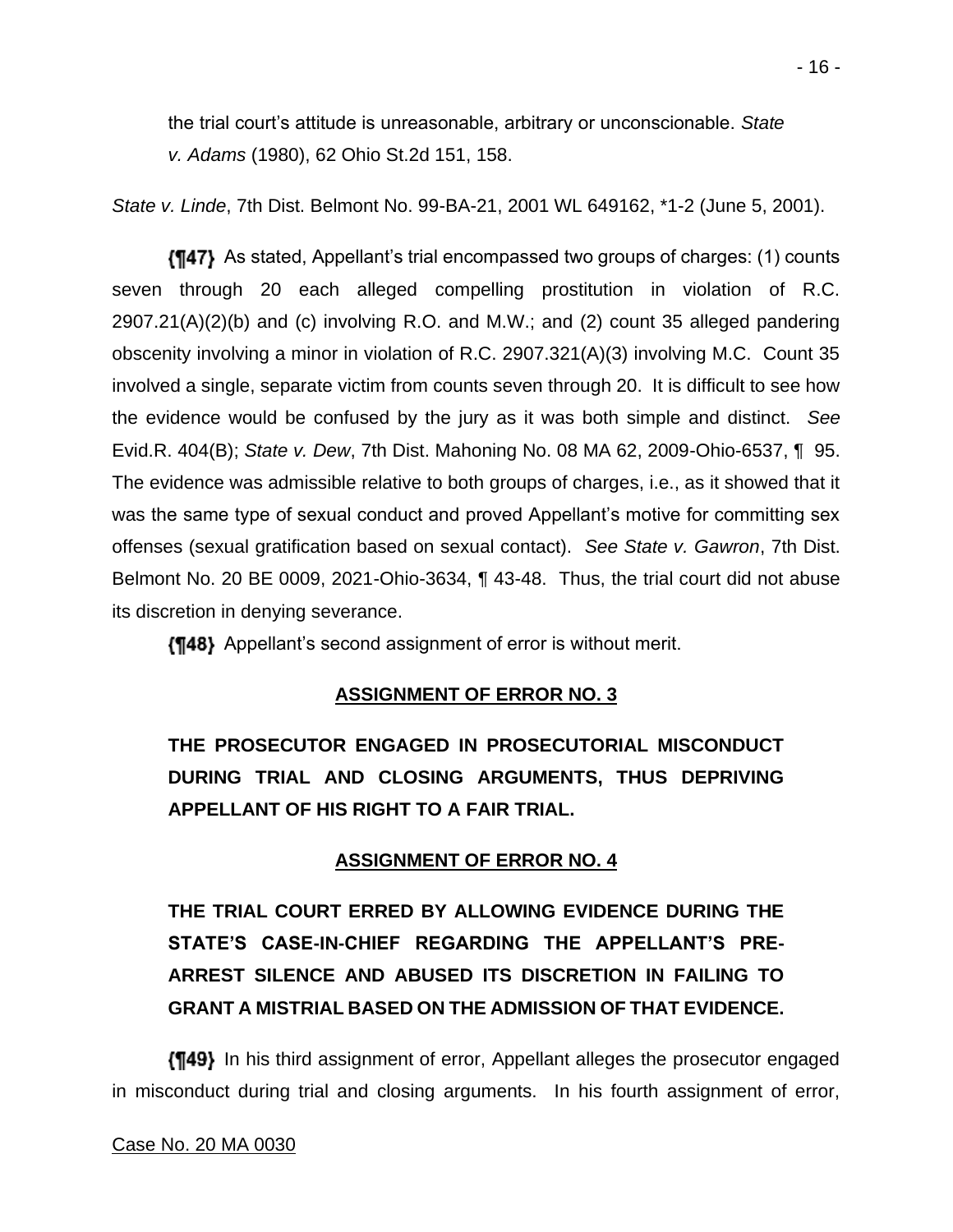the trial court's attitude is unreasonable, arbitrary or unconscionable. *State v. Adams* (1980), 62 Ohio St.2d 151, 158.

*State v. Linde*, 7th Dist. Belmont No. 99-BA-21, 2001 WL 649162, *1-2 (June 5, 2001).

**{¶47}** As stated, Appellant's trial encompassed two groups of charges: (1) counts seven through 20 each alleged compelling prostitution in violation of R.C. 2907.21(A)(2)(b) and (c) involving R.O. and M.W.; and (2) count 35 alleged pandering obscenity involving a minor in violation of R.C. 2907.321(A)(3) involving M.C. Count 35 involved a single, separate victim from counts seven through 20. It is difficult to see how the evidence would be confused by the jury as it was both simple and distinct. *See* Evid.R. 404(B); *State v. Dew*, 7th Dist. Mahoning No. 08 MA 62, 2009-Ohio-6537, ¶ 95. The evidence was admissible relative to both groups of charges, i.e., as it showed that it was the same type of sexual conduct and proved Appellant's motive for committing sex offenses (sexual gratification based on sexual contact). *See State v. Gawron*, 7th Dist. Belmont No. 20 BE 0009, 2021-Ohio-3634, ¶ 43-48. Thus, the trial court did not abuse its discretion in denying severance.

**{¶48}** Appellant's second assignment of error is without merit.

## ASSIGNMENT OF ERROR NO. 3

**THE PROSECUTOR ENGAGED IN PROSECUTORIAL MISCONDUCT DURING TRIAL AND CLOSING ARGUMENTS, THUS DEPRIVING APPELLANT OF HIS RIGHT TO A FAIR TRIAL.**

## ASSIGNMENT OF ERROR NO. 4

**THE TRIAL COURT ERRED BY ALLOWING EVIDENCE DURING THE STATE'S CASE-IN-CHIEF REGARDING THE APPELLANT'S PRE-ARREST SILENCE AND ABUSED ITS DISCRETION IN FAILING TO GRANT A MISTRIAL BASED ON THE ADMISSION OF THAT EVIDENCE.**

**{¶49}** In his third assignment of error, Appellant alleges the prosecutor engaged in misconduct during trial and closing arguments. In his fourth assignment of error,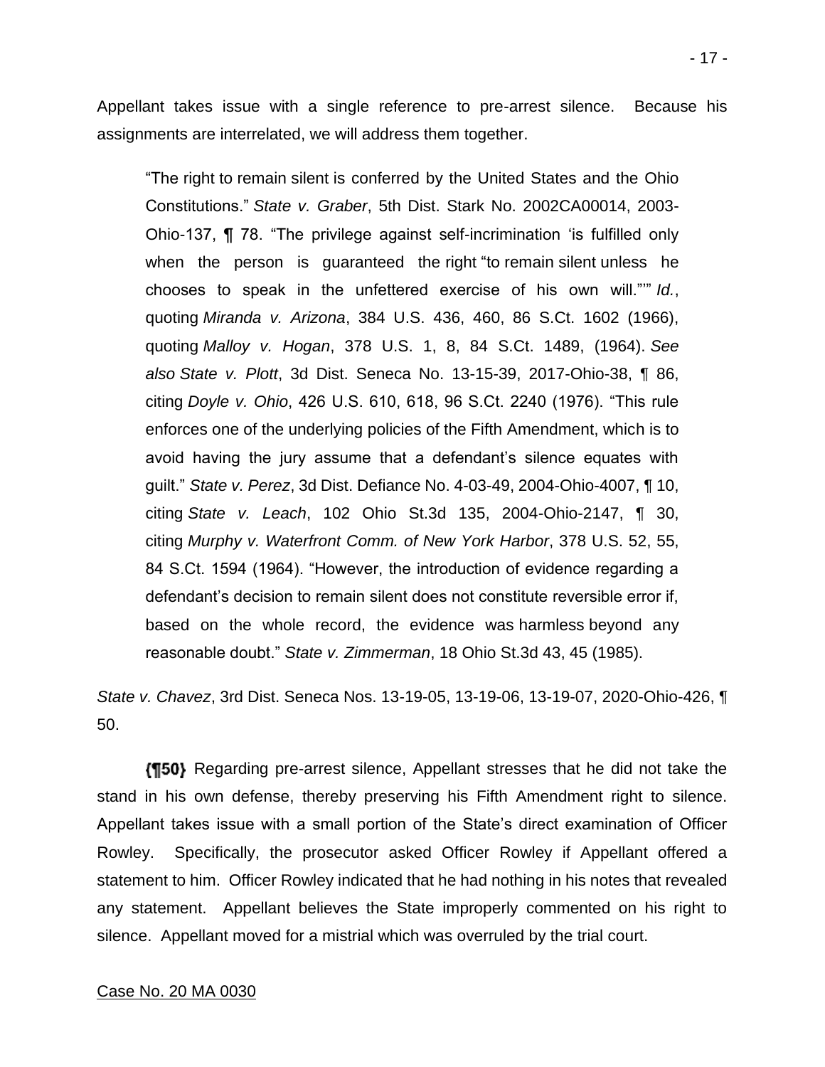Appellant takes issue with a single reference to pre-arrest silence. Because his assignments are interrelated, we will address them together.

> "The right to remain silent is conferred by the United States and the Ohio Constitutions." *State v. Graber*, 5th Dist. Stark No. 2002CA00014, 2003-Ohio-137, ¶ 78. "The privilege against self-incrimination 'is fulfilled only when the person is guaranteed the right "to remain silent unless he chooses to speak in the unfettered exercise of his own will."'" *Id.*, quoting *Miranda v. Arizona*, 384 U.S. 436, 460, 86 S.Ct. 1602 (1966), quoting *Malloy v. Hogan*, 378 U.S. 1, 8, 84 S.Ct. 1489, (1964). *See also State v. Plott*, 3d Dist. Seneca No. 13-15-39, 2017-Ohio-38, ¶ 86, citing *Doyle v. Ohio*, 426 U.S. 610, 618, 96 S.Ct. 2240 (1976). "This rule enforces one of the underlying policies of the Fifth Amendment, which is to avoid having the jury assume that a defendant's silence equates with guilt." *State v. Perez*, 3d Dist. Defiance No. 4-03-49, 2004-Ohio-4007, ¶ 10, citing *State v. Leach*, 102 Ohio St.3d 135, 2004-Ohio-2147, ¶ 30, citing *Murphy v. Waterfront Comm. of New York Harbor*, 378 U.S. 52, 55, 84 S.Ct. 1594 (1964). "However, the introduction of evidence regarding a defendant's decision to remain silent does not constitute reversible error if, based on the whole record, the evidence was harmless beyond any reasonable doubt." *State v. Zimmerman*, 18 Ohio St.3d 43, 45 (1985).

*State v. Chavez*, 3rd Dist. Seneca Nos. 13-19-05, 13-19-06, 13-19-07, 2020-Ohio-426, ¶ 50.

**{¶50}** Regarding pre-arrest silence, Appellant stresses that he did not take the stand in his own defense, thereby preserving his Fifth Amendment right to silence. Appellant takes issue with a small portion of the State's direct examination of Officer Rowley. Specifically, the prosecutor asked Officer Rowley if Appellant offered a statement to him. Officer Rowley indicated that he had nothing in his notes that revealed any statement. Appellant believes the State improperly commented on his right to silence. Appellant moved for a mistrial which was overruled by the trial court.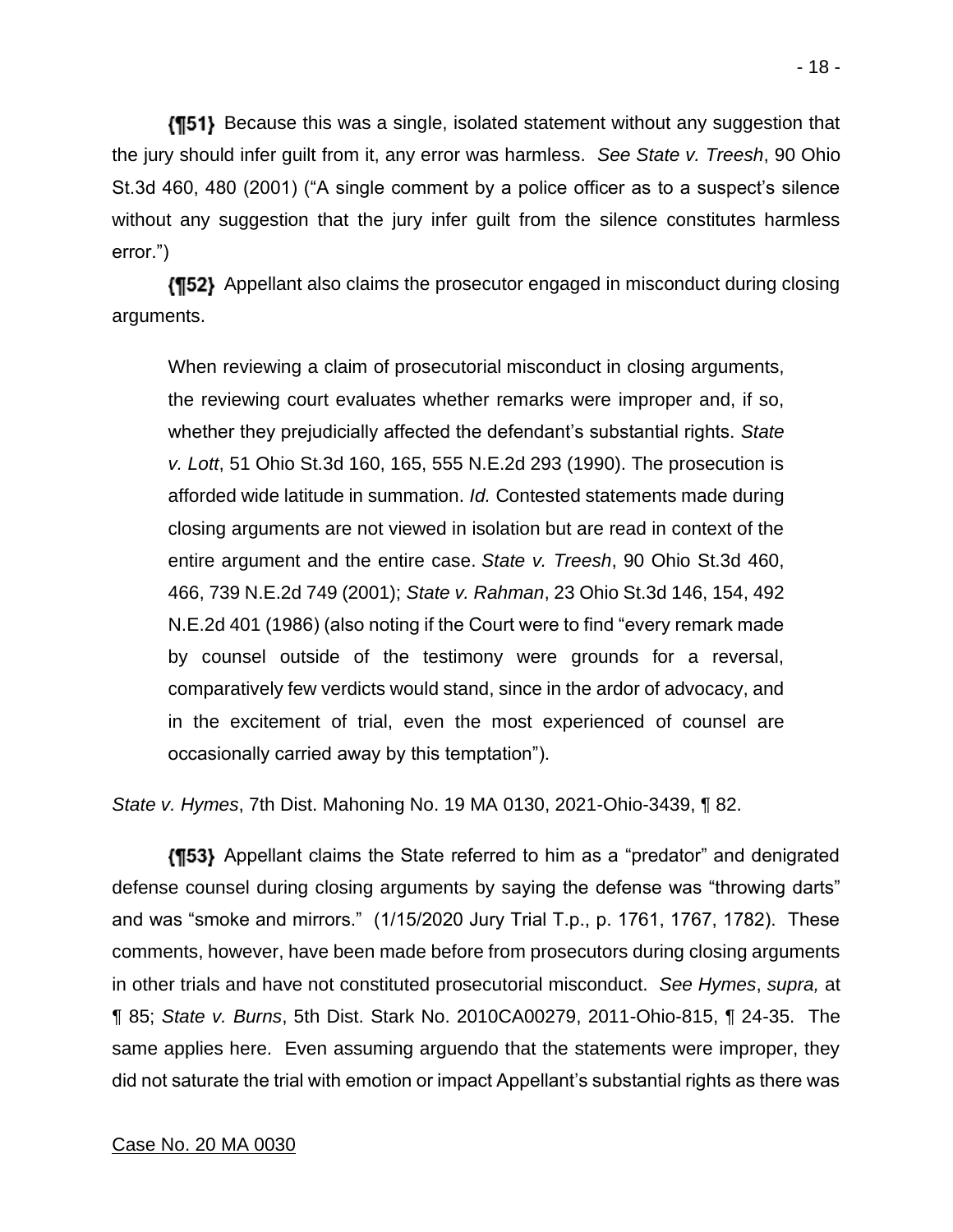**{¶51}** Because this was a single, isolated statement without any suggestion that the jury should infer guilt from it, any error was harmless. *See State v. Treesh*, 90 Ohio St.3d 460, 480 (2001) ("A single comment by a police officer as to a suspect's silence without any suggestion that the jury infer guilt from the silence constitutes harmless error.")

**{¶52}** Appellant also claims the prosecutor engaged in misconduct during closing arguments.

> When reviewing a claim of prosecutorial misconduct in closing arguments, the reviewing court evaluates whether remarks were improper and, if so, whether they prejudicially affected the defendant's substantial rights. *State v. Lott*, 51 Ohio St.3d 160, 165, 555 N.E.2d 293 (1990). The prosecution is afforded wide latitude in summation. *Id.* Contested statements made during closing arguments are not viewed in isolation but are read in context of the entire argument and the entire case. *State v. Treesh*, 90 Ohio St.3d 460, 466, 739 N.E.2d 749 (2001); *State v. Rahman*, 23 Ohio St.3d 146, 154, 492 N.E.2d 401 (1986) (also noting if the Court were to find "every remark made by counsel outside of the testimony were grounds for a reversal, comparatively few verdicts would stand, since in the ardor of advocacy, and in the excitement of trial, even the most experienced of counsel are occasionally carried away by this temptation").

*State v. Hymes*, 7th Dist. Mahoning No. 19 MA 0130, 2021-Ohio-3439, ¶ 82.

**{¶53}** Appellant claims the State referred to him as a "predator" and denigrated defense counsel during closing arguments by saying the defense was "throwing darts" and was "smoke and mirrors." (1/15/2020 Jury Trial T.p., p. 1761, 1767, 1782). These comments, however, have been made before from prosecutors during closing arguments in other trials and have not constituted prosecutorial misconduct. *See Hymes*, *supra,* at ¶ 85; *State v. Burns*, 5th Dist. Stark No. 2010CA00279, 2011-Ohio-815, ¶ 24-35. The same applies here. Even assuming arguendo that the statements were improper, they did not saturate the trial with emotion or impact Appellant's substantial rights as there was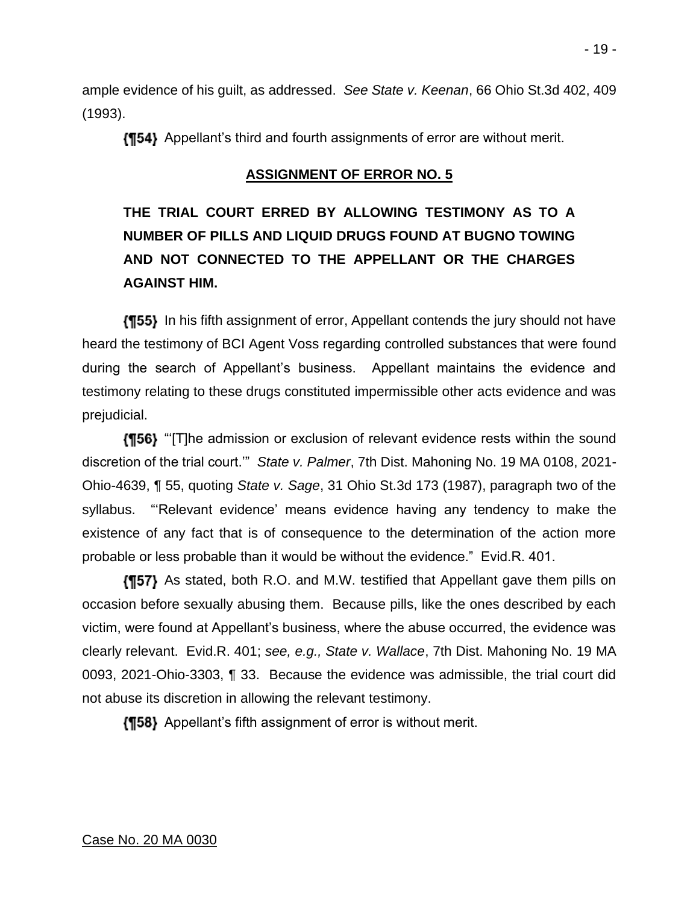ample evidence of his guilt, as addressed. *See State v. Keenan*, 66 Ohio St.3d 402, 409 (1993).

**{¶54}** Appellant's third and fourth assignments of error are without merit.

## ASSIGNMENT OF ERROR NO. 5

**THE TRIAL COURT ERRED BY ALLOWING TESTIMONY AS TO A NUMBER OF PILLS AND LIQUID DRUGS FOUND AT BUGNO TOWING AND NOT CONNECTED TO THE APPELLANT OR THE CHARGES AGAINST HIM.**

**{¶55}** In his fifth assignment of error, Appellant contends the jury should not have heard the testimony of BCI Agent Voss regarding controlled substances that were found during the search of Appellant's business. Appellant maintains the evidence and testimony relating to these drugs constituted impermissible other acts evidence and was prejudicial.

**{¶56}** "'[T]he admission or exclusion of relevant evidence rests within the sound discretion of the trial court.'" *State v. Palmer*, 7th Dist. Mahoning No. 19 MA 0108, 2021-Ohio-4639, ¶ 55, quoting *State v. Sage*, 31 Ohio St.3d 173 (1987), paragraph two of the syllabus. "'Relevant evidence' means evidence having any tendency to make the existence of any fact that is of consequence to the determination of the action more probable or less probable than it would be without the evidence." Evid.R. 401.

**{¶57}** As stated, both R.O. and M.W. testified that Appellant gave them pills on occasion before sexually abusing them. Because pills, like the ones described by each victim, were found at Appellant's business, where the abuse occurred, the evidence was clearly relevant. Evid.R. 401; *see, e.g., State v. Wallace*, 7th Dist. Mahoning No. 19 MA 0093, 2021-Ohio-3303, ¶ 33. Because the evidence was admissible, the trial court did not abuse its discretion in allowing the relevant testimony.

**{¶58}** Appellant's fifth assignment of error is without merit.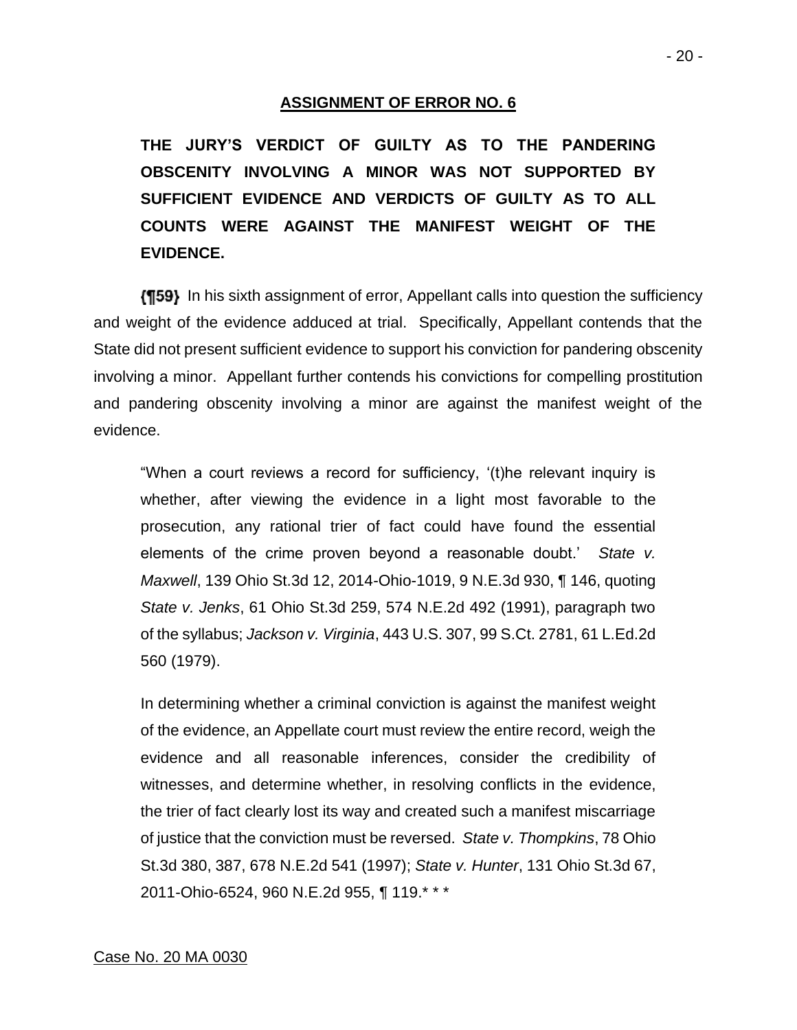## ASSIGNMENT OF ERROR NO. 6

**THE JURY'S VERDICT OF GUILTY AS TO THE PANDERING OBSCENITY INVOLVING A MINOR WAS NOT SUPPORTED BY SUFFICIENT EVIDENCE AND VERDICTS OF GUILTY AS TO ALL COUNTS WERE AGAINST THE MANIFEST WEIGHT OF THE EVIDENCE.**

**{¶59}** In his sixth assignment of error, Appellant calls into question the sufficiency and weight of the evidence adduced at trial. Specifically, Appellant contends that the State did not present sufficient evidence to support his conviction for pandering obscenity involving a minor. Appellant further contends his convictions for compelling prostitution and pandering obscenity involving a minor are against the manifest weight of the evidence.

> "When a court reviews a record for sufficiency, '(t)he relevant inquiry is whether, after viewing the evidence in a light most favorable to the prosecution, any rational trier of fact could have found the essential elements of the crime proven beyond a reasonable doubt.' *State v. Maxwell*, 139 Ohio St.3d 12, 2014-Ohio-1019, 9 N.E.3d 930, ¶ 146, quoting *State v. Jenks*, 61 Ohio St.3d 259, 574 N.E.2d 492 (1991), paragraph two of the syllabus; *Jackson v. Virginia*, 443 U.S. 307, 99 S.Ct. 2781, 61 L.Ed.2d 560 (1979).
>
> In determining whether a criminal conviction is against the manifest weight of the evidence, an Appellate court must review the entire record, weigh the evidence and all reasonable inferences, consider the credibility of witnesses, and determine whether, in resolving conflicts in the evidence, the trier of fact clearly lost its way and created such a manifest miscarriage of justice that the conviction must be reversed. *State v. Thompkins*, 78 Ohio St.3d 380, 387, 678 N.E.2d 541 (1997); *State v. Hunter*, 131 Ohio St.3d 67, 2011-Ohio-6524, 960 N.E.2d 955, ¶ 119.* * *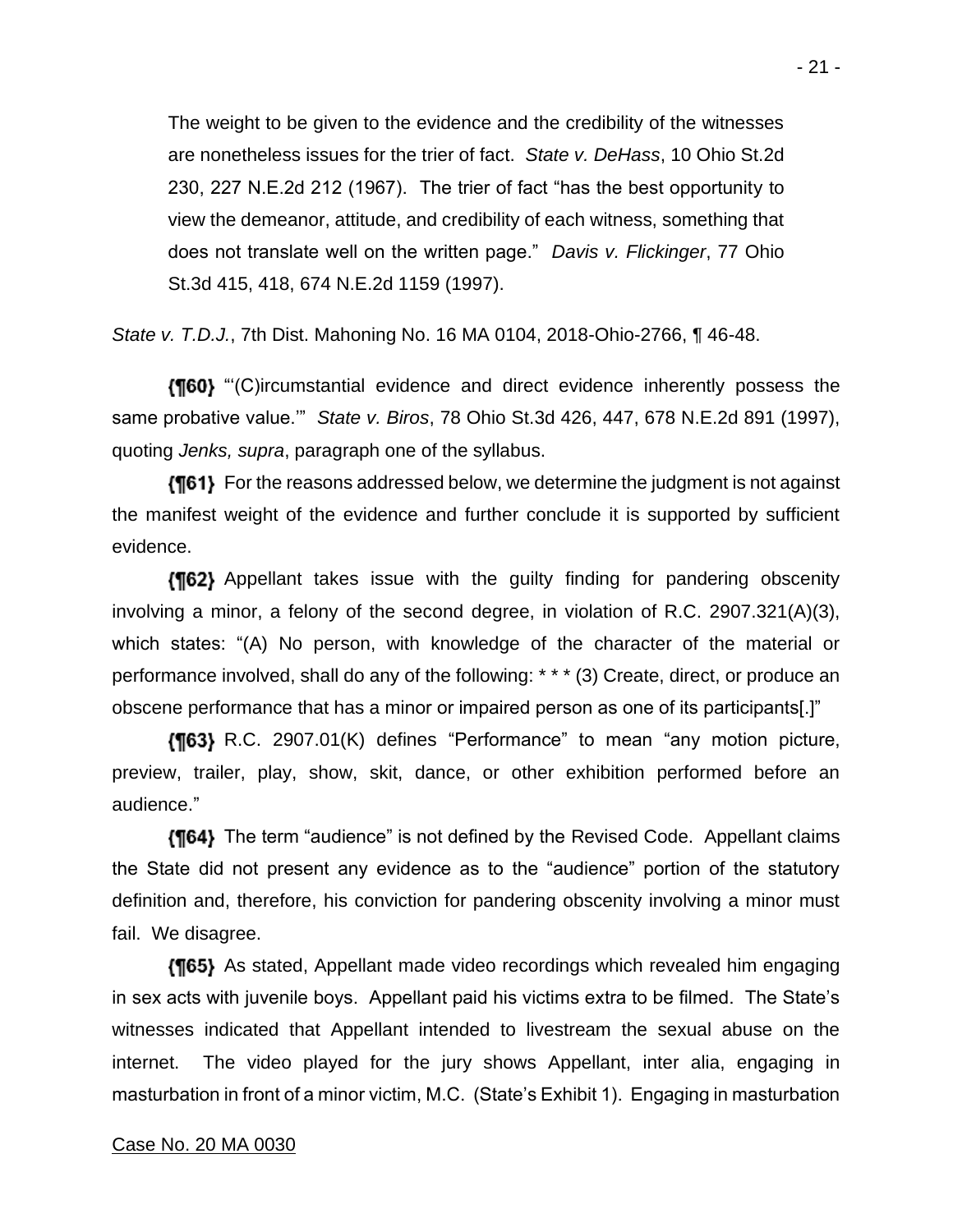> The weight to be given to the evidence and the credibility of the witnesses are nonetheless issues for the trier of fact. *State v. DeHass*, 10 Ohio St.2d 230, 227 N.E.2d 212 (1967). The trier of fact "has the best opportunity to view the demeanor, attitude, and credibility of each witness, something that does not translate well on the written page." *Davis v. Flickinger*, 77 Ohio St.3d 415, 418, 674 N.E.2d 1159 (1997).

*State v. T.D.J.*, 7th Dist. Mahoning No. 16 MA 0104, 2018-Ohio-2766, ¶ 46-48.

**{¶60}** "'(C)ircumstantial evidence and direct evidence inherently possess the same probative value.'" *State v. Biros*, 78 Ohio St.3d 426, 447, 678 N.E.2d 891 (1997), quoting *Jenks, supra*, paragraph one of the syllabus.

**{¶61}** For the reasons addressed below, we determine the judgment is not against the manifest weight of the evidence and further conclude it is supported by sufficient evidence.

**{¶62}** Appellant takes issue with the guilty finding for pandering obscenity involving a minor, a felony of the second degree, in violation of R.C. 2907.321(A)(3), which states: "(A) No person, with knowledge of the character of the material or performance involved, shall do any of the following: * * * (3) Create, direct, or produce an obscene performance that has a minor or impaired person as one of its participants[.]"

**{¶63}** R.C. 2907.01(K) defines "Performance" to mean "any motion picture, preview, trailer, play, show, skit, dance, or other exhibition performed before an audience."

**{¶64}** The term "audience" is not defined by the Revised Code. Appellant claims the State did not present any evidence as to the "audience" portion of the statutory definition and, therefore, his conviction for pandering obscenity involving a minor must fail. We disagree.

**{¶65}** As stated, Appellant made video recordings which revealed him engaging in sex acts with juvenile boys. Appellant paid his victims extra to be filmed. The State's witnesses indicated that Appellant intended to livestream the sexual abuse on the internet. The video played for the jury shows Appellant, inter alia, engaging in masturbation in front of a minor victim, M.C. (State's Exhibit 1). Engaging in masturbation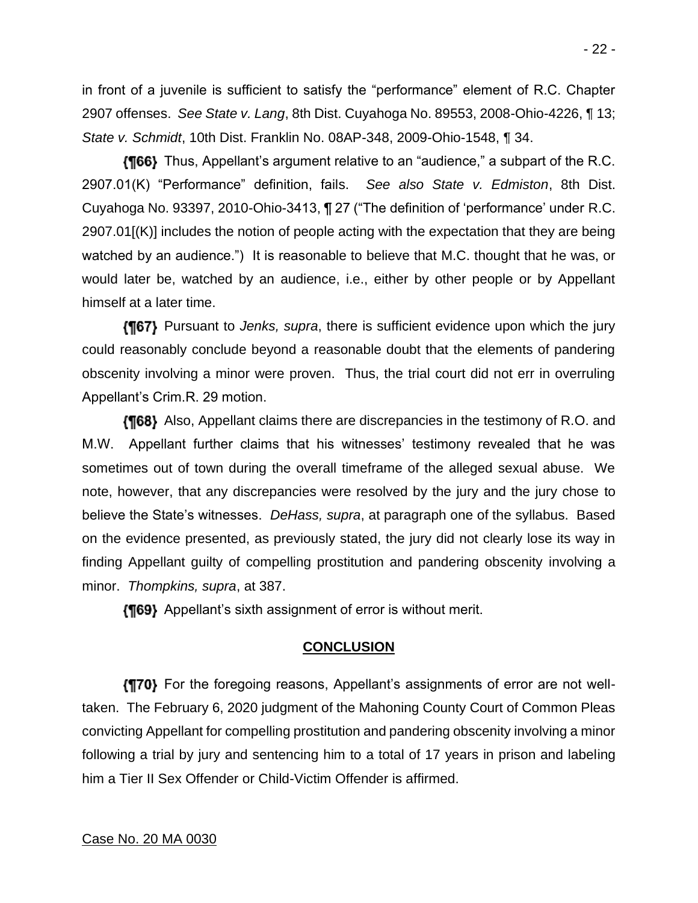in front of a juvenile is sufficient to satisfy the "performance" element of R.C. Chapter 2907 offenses. *See State v. Lang*, 8th Dist. Cuyahoga No. 89553, 2008-Ohio-4226, ¶ 13; *State v. Schmidt*, 10th Dist. Franklin No. 08AP-348, 2009-Ohio-1548, ¶ 34.

**{¶66}** Thus, Appellant's argument relative to an "audience," a subpart of the R.C. 2907.01(K) "Performance" definition, fails. *See also State v. Edmiston*, 8th Dist. Cuyahoga No. 93397, 2010-Ohio-3413, ¶ 27 ("The definition of 'performance' under R.C. 2907.01[(K)] includes the notion of people acting with the expectation that they are being watched by an audience.") It is reasonable to believe that M.C. thought that he was, or would later be, watched by an audience, i.e., either by other people or by Appellant himself at a later time.

**{¶67}** Pursuant to *Jenks, supra*, there is sufficient evidence upon which the jury could reasonably conclude beyond a reasonable doubt that the elements of pandering obscenity involving a minor were proven. Thus, the trial court did not err in overruling Appellant's Crim.R. 29 motion.

**{¶68}** Also, Appellant claims there are discrepancies in the testimony of R.O. and M.W. Appellant further claims that his witnesses' testimony revealed that he was sometimes out of town during the overall timeframe of the alleged sexual abuse. We note, however, that any discrepancies were resolved by the jury and the jury chose to believe the State's witnesses. *DeHass, supra*, at paragraph one of the syllabus. Based on the evidence presented, as previously stated, the jury did not clearly lose its way in finding Appellant guilty of compelling prostitution and pandering obscenity involving a minor. *Thompkins, supra*, at 387.

**{¶69}** Appellant's sixth assignment of error is without merit.

## CONCLUSION

**{¶70}** For the foregoing reasons, Appellant's assignments of error are not well-taken. The February 6, 2020 judgment of the Mahoning County Court of Common Pleas convicting Appellant for compelling prostitution and pandering obscenity involving a minor following a trial by jury and sentencing him to a total of 17 years in prison and labeling him a Tier II Sex Offender or Child-Victim Offender is affirmed.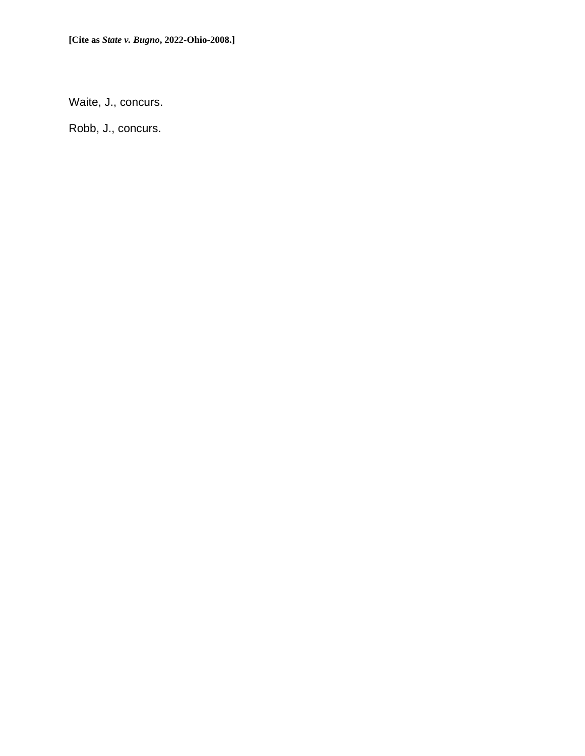Waite, J., concurs.

Robb, J., concurs.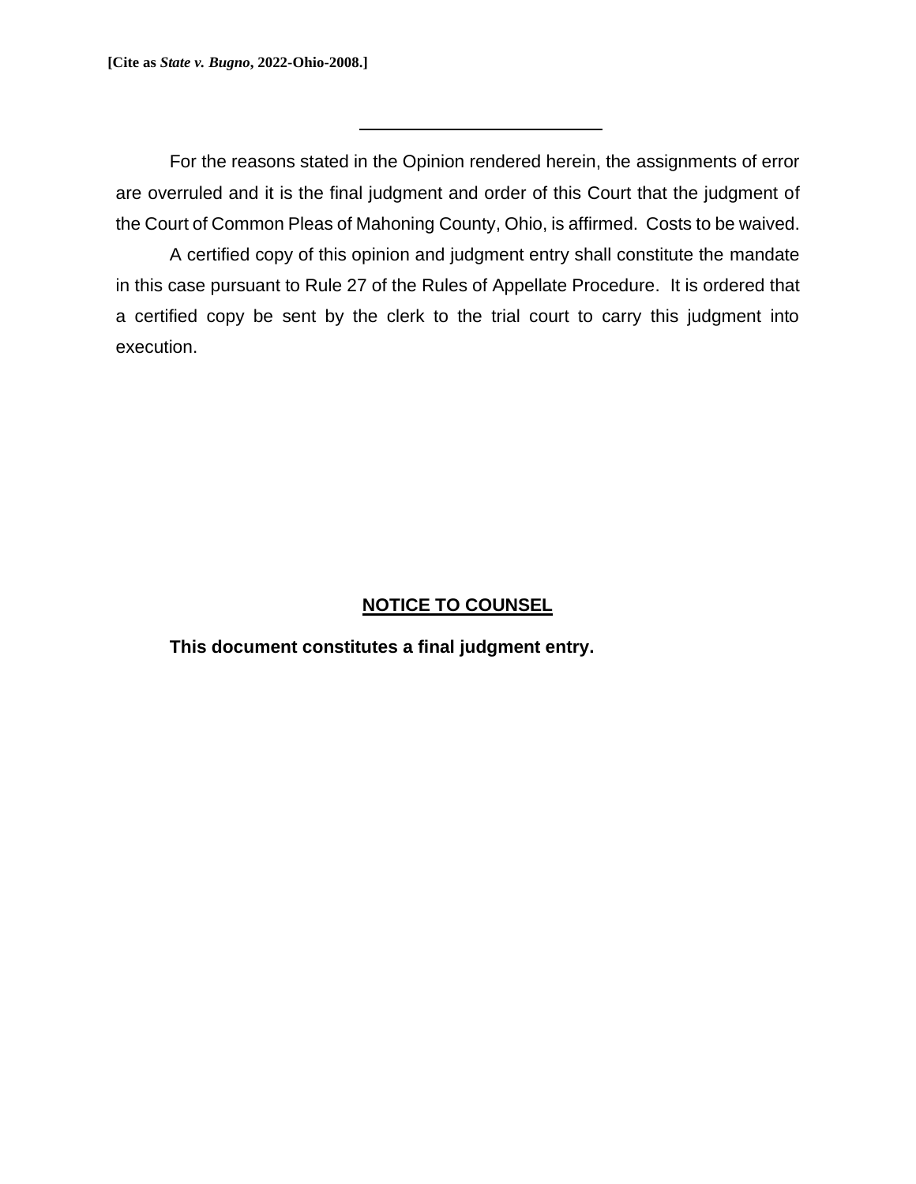For the reasons stated in the Opinion rendered herein, the assignments of error are overruled and it is the final judgment and order of this Court that the judgment of the Court of Common Pleas of Mahoning County, Ohio, is affirmed. Costs to be waived.

A certified copy of this opinion and judgment entry shall constitute the mandate in this case pursuant to Rule 27 of the Rules of Appellate Procedure. It is ordered that a certified copy be sent by the clerk to the trial court to carry this judgment into execution.

## NOTICE TO COUNSEL

**This document constitutes a final judgment entry.**